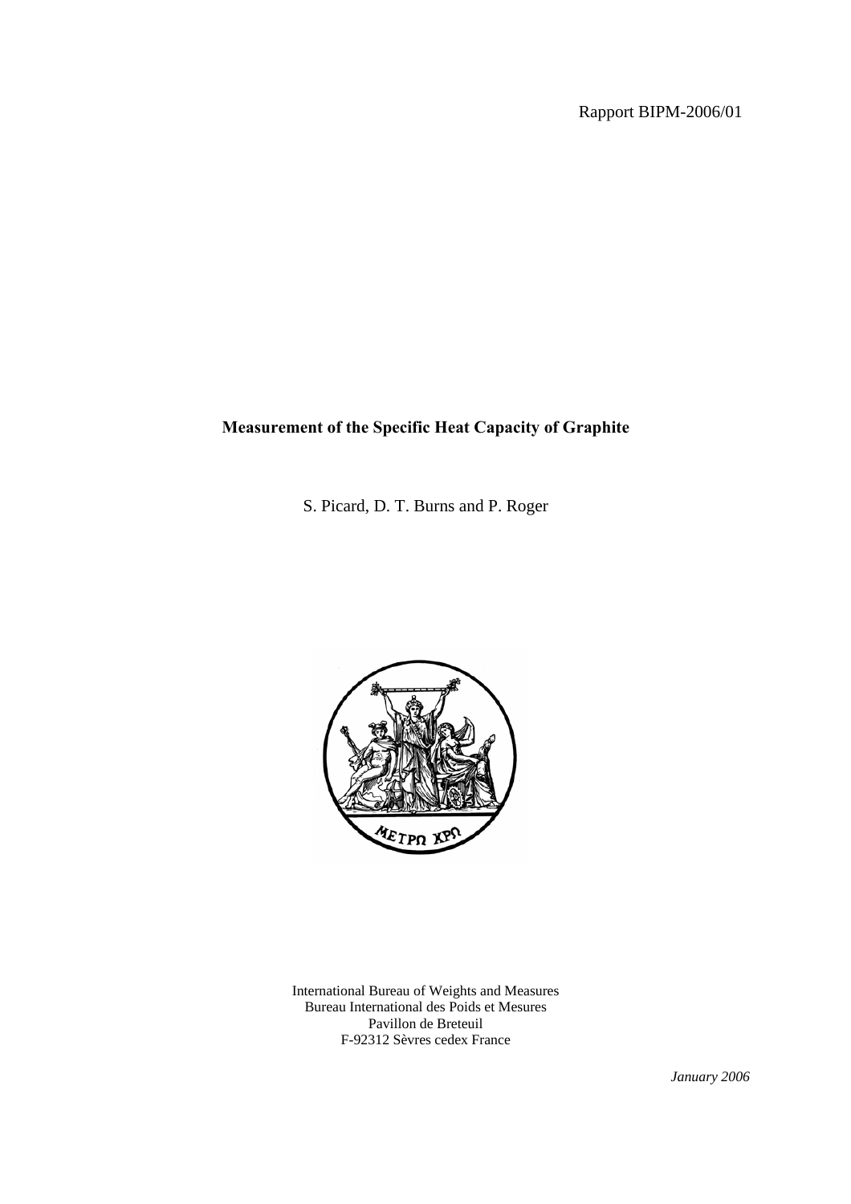Rapport BIPM-2006/01

# Measurement of the Specific Heat Capacity of Graphite

S. Picard, D. T. Burns and P. Roger

International Bureau of Weights and Measures
Bureau International des Poids et Mesures
Pavillon de Breteuil
F-92312 Sèvres cedex France

*January 2006*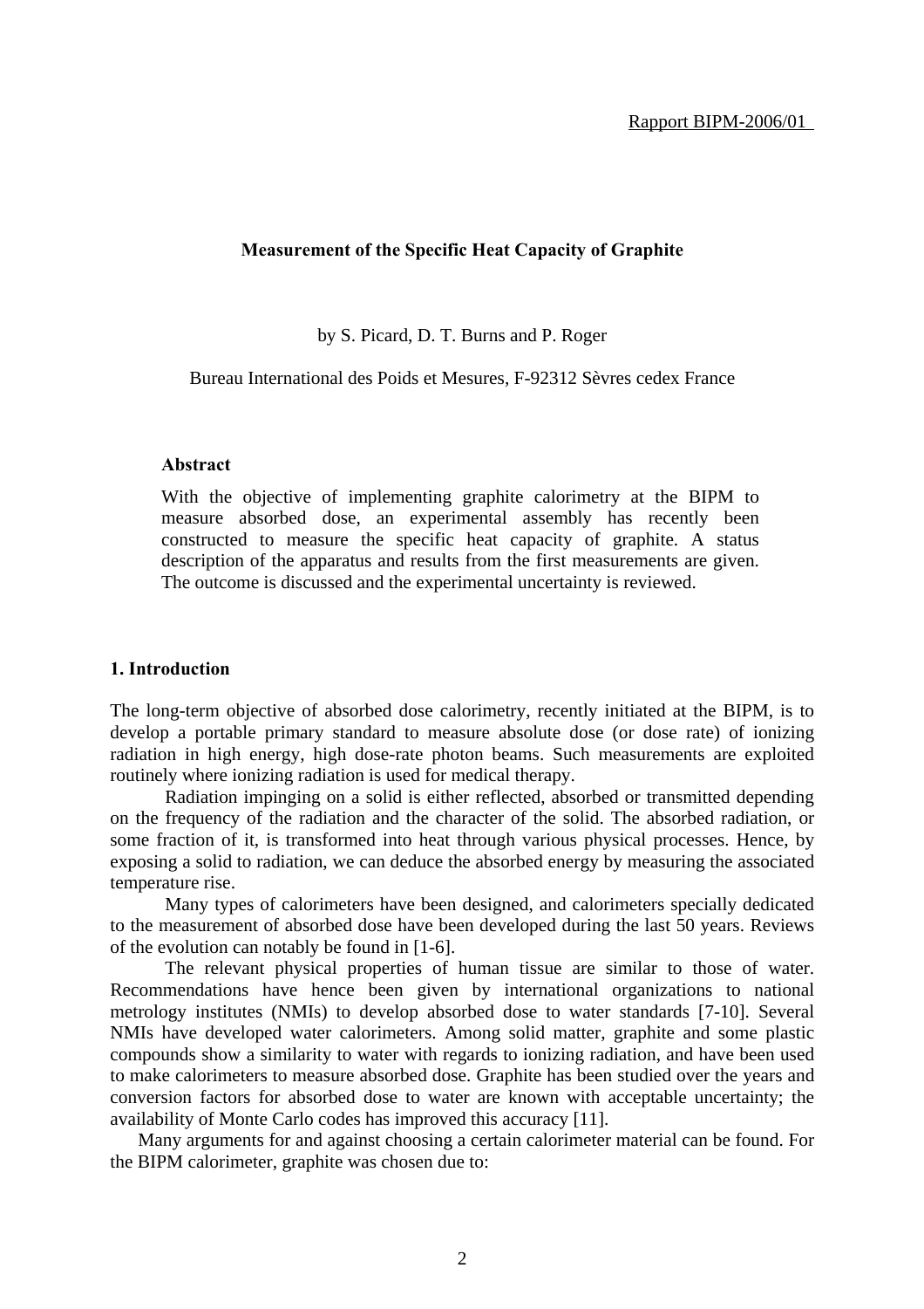Rapport BIPM-2006/01

# Measurement of the Specific Heat Capacity of Graphite

by S. Picard, D. T. Burns and P. Roger

Bureau International des Poids et Mesures, F-92312 Sèvres cedex France

**Abstract**

With the objective of implementing graphite calorimetry at the BIPM to measure absorbed dose, an experimental assembly has recently been constructed to measure the specific heat capacity of graphite. A status description of the apparatus and results from the first measurements are given. The outcome is discussed and the experimental uncertainty is reviewed.

## 1. Introduction

The long-term objective of absorbed dose calorimetry, recently initiated at the BIPM, is to develop a portable primary standard to measure absolute dose (or dose rate) of ionizing radiation in high energy, high dose-rate photon beams. Such measurements are exploited routinely where ionizing radiation is used for medical therapy.

Radiation impinging on a solid is either reflected, absorbed or transmitted depending on the frequency of the radiation and the character of the solid. The absorbed radiation, or some fraction of it, is transformed into heat through various physical processes. Hence, by exposing a solid to radiation, we can deduce the absorbed energy by measuring the associated temperature rise.

Many types of calorimeters have been designed, and calorimeters specially dedicated to the measurement of absorbed dose have been developed during the last 50 years. Reviews of the evolution can notably be found in [1-6].

The relevant physical properties of human tissue are similar to those of water. Recommendations have hence been given by international organizations to national metrology institutes (NMIs) to develop absorbed dose to water standards [7-10]. Several NMIs have developed water calorimeters. Among solid matter, graphite and some plastic compounds show a similarity to water with regards to ionizing radiation, and have been used to make calorimeters to measure absorbed dose. Graphite has been studied over the years and conversion factors for absorbed dose to water are known with acceptable uncertainty; the availability of Monte Carlo codes has improved this accuracy [11].

Many arguments for and against choosing a certain calorimeter material can be found. For the BIPM calorimeter, graphite was chosen due to: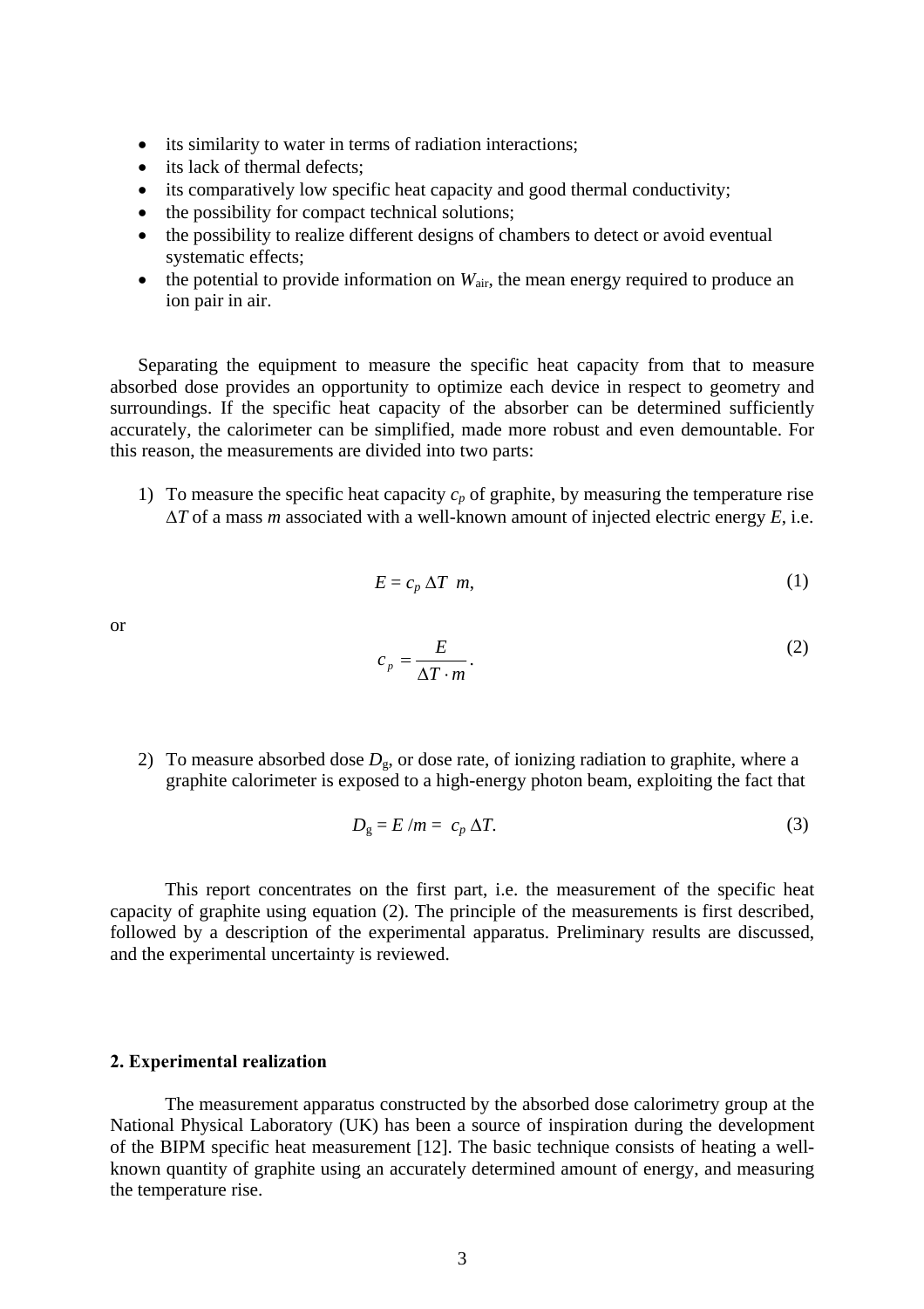- its similarity to water in terms of radiation interactions;
- its lack of thermal defects;
- its comparatively low specific heat capacity and good thermal conductivity;
- the possibility for compact technical solutions;
- the possibility to realize different designs of chambers to detect or avoid eventual systematic effects;
- the potential to provide information on $W_{air}$, the mean energy required to produce an ion pair in air.

Separating the equipment to measure the specific heat capacity from that to measure absorbed dose provides an opportunity to optimize each device in respect to geometry and surroundings. If the specific heat capacity of the absorber can be determined sufficiently accurately, the calorimeter can be simplified, made more robust and even demountable. For this reason, the measurements are divided into two parts:

1) To measure the specific heat capacity $c_p$ of graphite, by measuring the temperature rise $\Delta T$ of a mass $m$ associated with a well-known amount of injected electric energy $E$, i.e.

$$E = c_p \, \Delta T \; m, \tag{1}$$

or

$$c_p = \frac{E}{\Delta T \cdot m}. \tag{2}$$

2) To measure absorbed dose $D_g$, or dose rate, of ionizing radiation to graphite, where a graphite calorimeter is exposed to a high-energy photon beam, exploiting the fact that

$$D_g = E / m = c_p \, \Delta T. \tag{3}$$

This report concentrates on the first part, i.e. the measurement of the specific heat capacity of graphite using equation (2). The principle of the measurements is first described, followed by a description of the experimental apparatus. Preliminary results are discussed, and the experimental uncertainty is reviewed.

## 2. Experimental realization

The measurement apparatus constructed by the absorbed dose calorimetry group at the National Physical Laboratory (UK) has been a source of inspiration during the development of the BIPM specific heat measurement [12]. The basic technique consists of heating a well-known quantity of graphite using an accurately determined amount of energy, and measuring the temperature rise.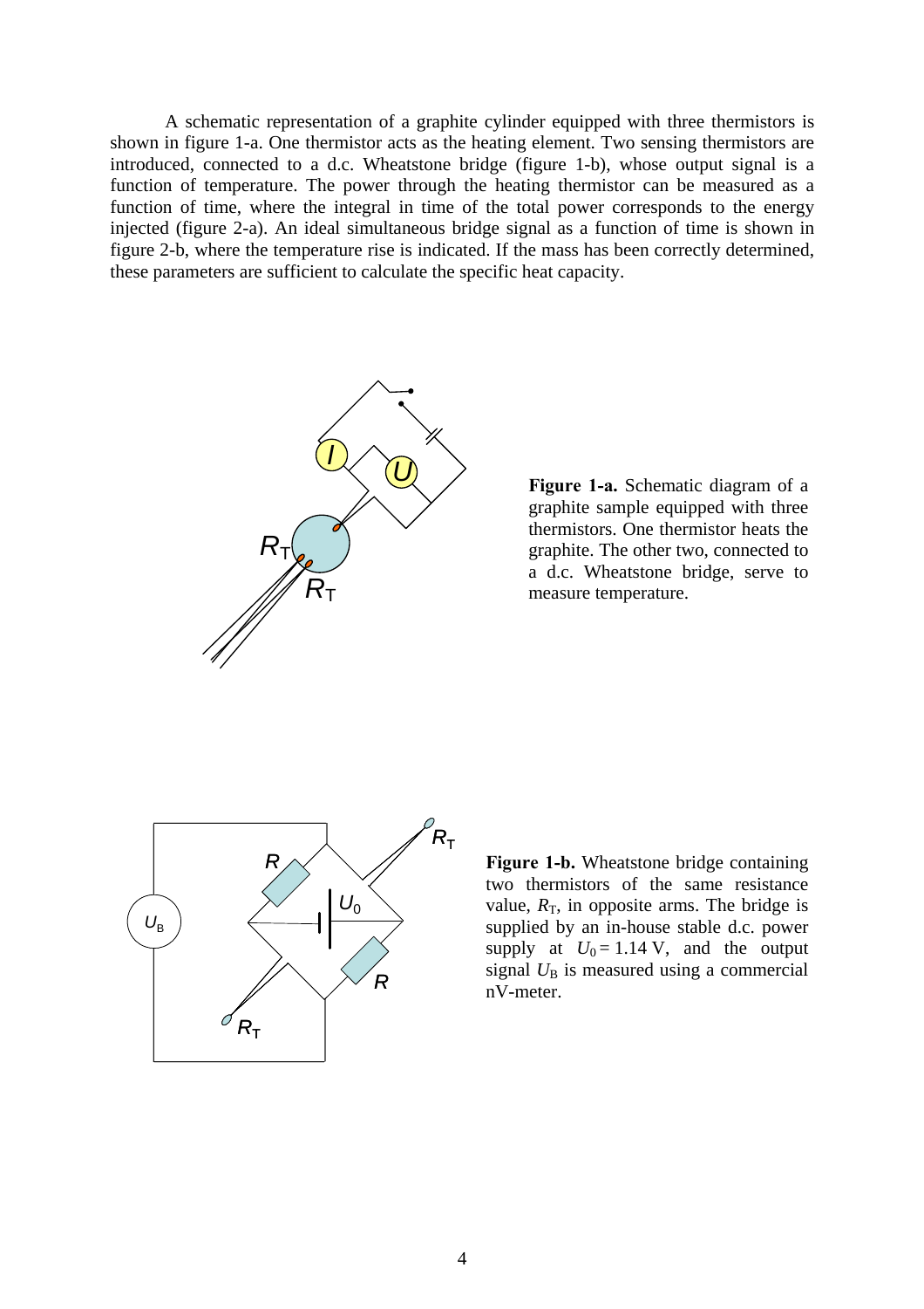A schematic representation of a graphite cylinder equipped with three thermistors is shown in figure 1-a. One thermistor acts as the heating element. Two sensing thermistors are introduced, connected to a d.c. Wheatstone bridge (figure 1-b), whose output signal is a function of temperature. The power through the heating thermistor can be measured as a function of time, where the integral in time of the total power corresponds to the energy injected (figure 2-a). An ideal simultaneous bridge signal as a function of time is shown in figure 2-b, where the temperature rise is indicated. If the mass has been correctly determined, these parameters are sufficient to calculate the specific heat capacity.

**Figure 1-a.** Schematic diagram of a graphite sample equipped with three thermistors. One thermistor heats the graphite. The other two, connected to a d.c. Wheatstone bridge, serve to measure temperature.

**Figure 1-b.** Wheatstone bridge containing two thermistors of the same resistance value, $R_T$, in opposite arms. The bridge is supplied by an in-house stable d.c. power supply at $U_0 = 1.14$ V, and the output signal $U_B$ is measured using a commercial nV-meter.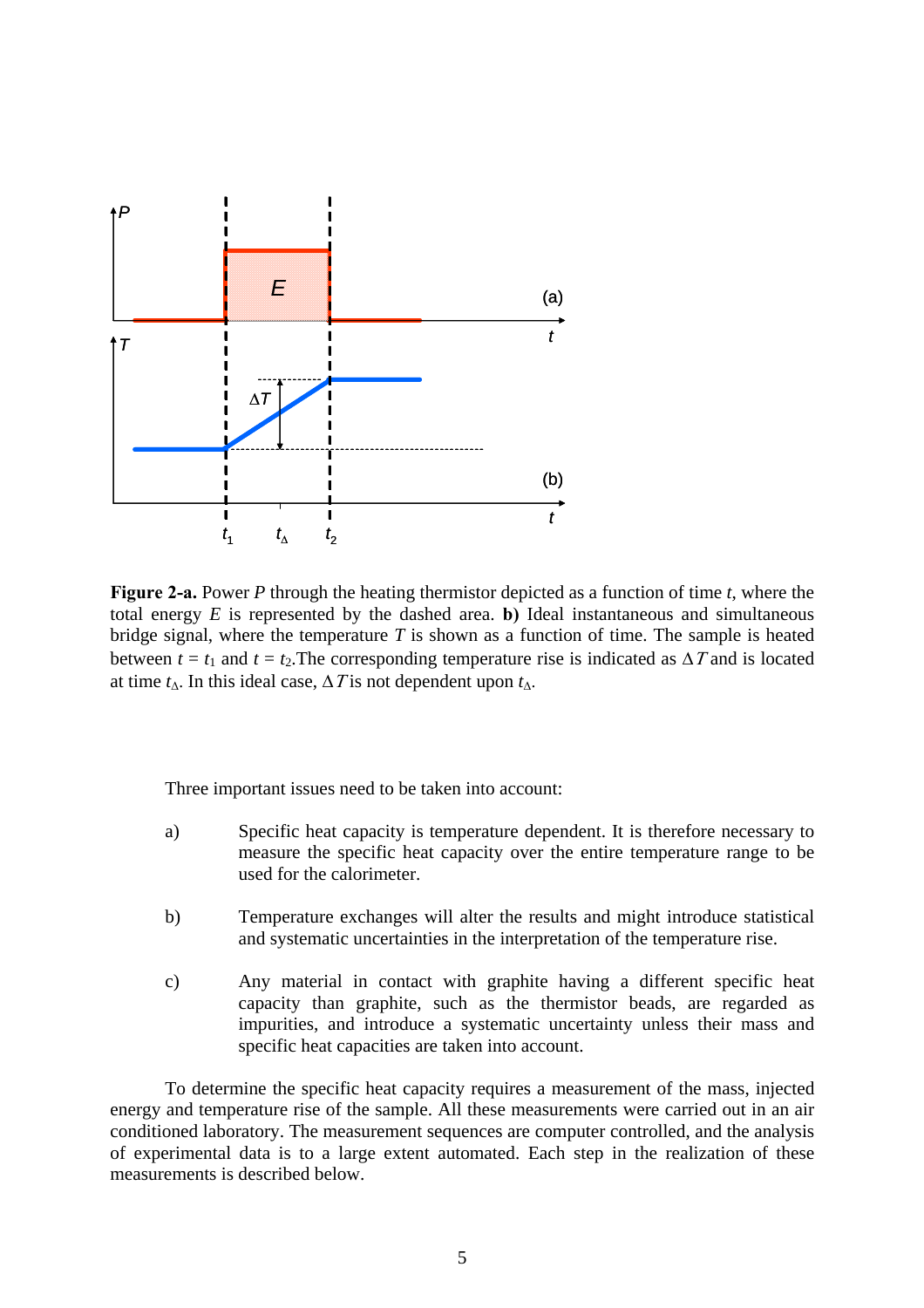**Figure 2-a.** Power $P$ through the heating thermistor depicted as a function of time $t$, where the total energy $E$ is represented by the dashed area. **b)** Ideal instantaneous and simultaneous bridge signal, where the temperature $T$ is shown as a function of time. The sample is heated between $t = t_1$ and $t = t_2$.The corresponding temperature rise is indicated as $\Delta T$ and is located at time $t_\Delta$. In this ideal case, $\Delta T$ is not dependent upon $t_\Delta$.

Three important issues need to be taken into account:

a) Specific heat capacity is temperature dependent. It is therefore necessary to measure the specific heat capacity over the entire temperature range to be used for the calorimeter.

b) Temperature exchanges will alter the results and might introduce statistical and systematic uncertainties in the interpretation of the temperature rise.

c) Any material in contact with graphite having a different specific heat capacity than graphite, such as the thermistor beads, are regarded as impurities, and introduce a systematic uncertainty unless their mass and specific heat capacities are taken into account.

To determine the specific heat capacity requires a measurement of the mass, injected energy and temperature rise of the sample. All these measurements were carried out in an air conditioned laboratory. The measurement sequences are computer controlled, and the analysis of experimental data is to a large extent automated. Each step in the realization of these measurements is described below.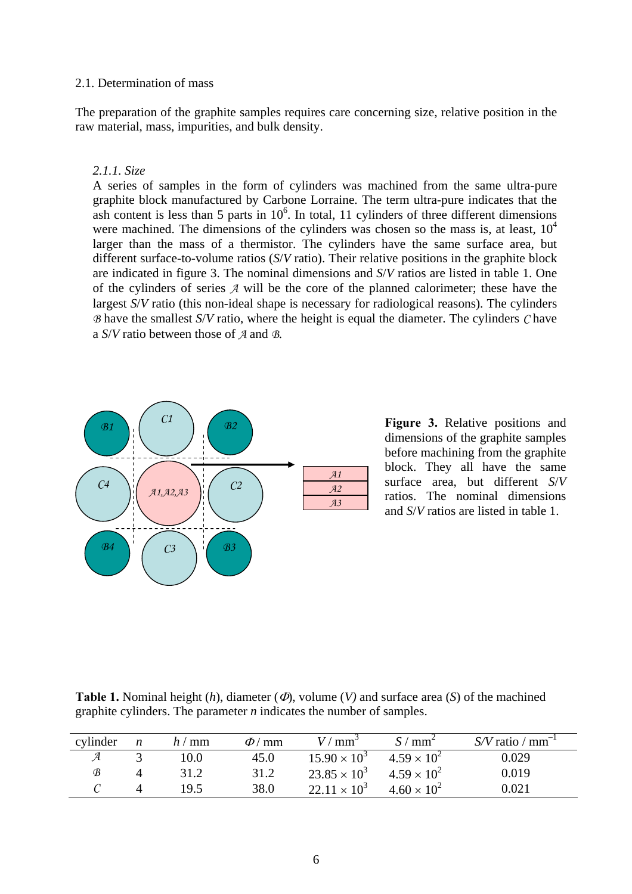2.1. Determination of mass

The preparation of the graphite samples requires care concerning size, relative position in the raw material, mass, impurities, and bulk density.

*2.1.1. Size*

A series of samples in the form of cylinders was machined from the same ultra-pure graphite block manufactured by Carbone Lorraine. The term ultra-pure indicates that the ash content is less than 5 parts in $10^6$. In total, 11 cylinders of three different dimensions were machined. The dimensions of the cylinders was chosen so the mass is, at least, $10^4$ larger than the mass of a thermistor. The cylinders have the same surface area, but different surface-to-volume ratios ($S/V$ ratio). Their relative positions in the graphite block are indicated in figure 3. The nominal dimensions and $S/V$ ratios are listed in table 1. One of the cylinders of series $\mathcal{A}$ will be the core of the planned calorimeter; these have the largest $S/V$ ratio (this non-ideal shape is necessary for radiological reasons). The cylinders $\mathcal{B}$ have the smallest $S/V$ ratio, where the height is equal the diameter. The cylinders $\mathcal{C}$ have a $S/V$ ratio between those of $\mathcal{A}$ and $\mathcal{B}$.

**Figure 3.** Relative positions and dimensions of the graphite samples before machining from the graphite block. They all have the same surface area, but different $S/V$ ratios. The nominal dimensions and $S/V$ ratios are listed in table 1.

**Table 1.** Nominal height ($h$), diameter ($\Phi$), volume ($V$) and surface area ($S$) of the machined graphite cylinders. The parameter $n$ indicates the number of samples.

| cylinder | $n$ | $h$ / mm | $\Phi$ / mm | $V$ / mm$^3$ | $S$ / mm$^2$ | $S/V$ ratio / mm$^{-1}$ |
|---|---|---|---|---|---|---|
| $\mathcal{A}$ | 3 | 10.0 | 45.0 | $15.90 \times 10^3$ | $4.59 \times 10^2$ | 0.029 |
| $\mathcal{B}$ | 4 | 31.2 | 31.2 | $23.85 \times 10^3$ | $4.59 \times 10^2$ | 0.019 |
| $\mathcal{C}$ | 4 | 19.5 | 38.0 | $22.11 \times 10^3$ | $4.60 \times 10^2$ | 0.021 |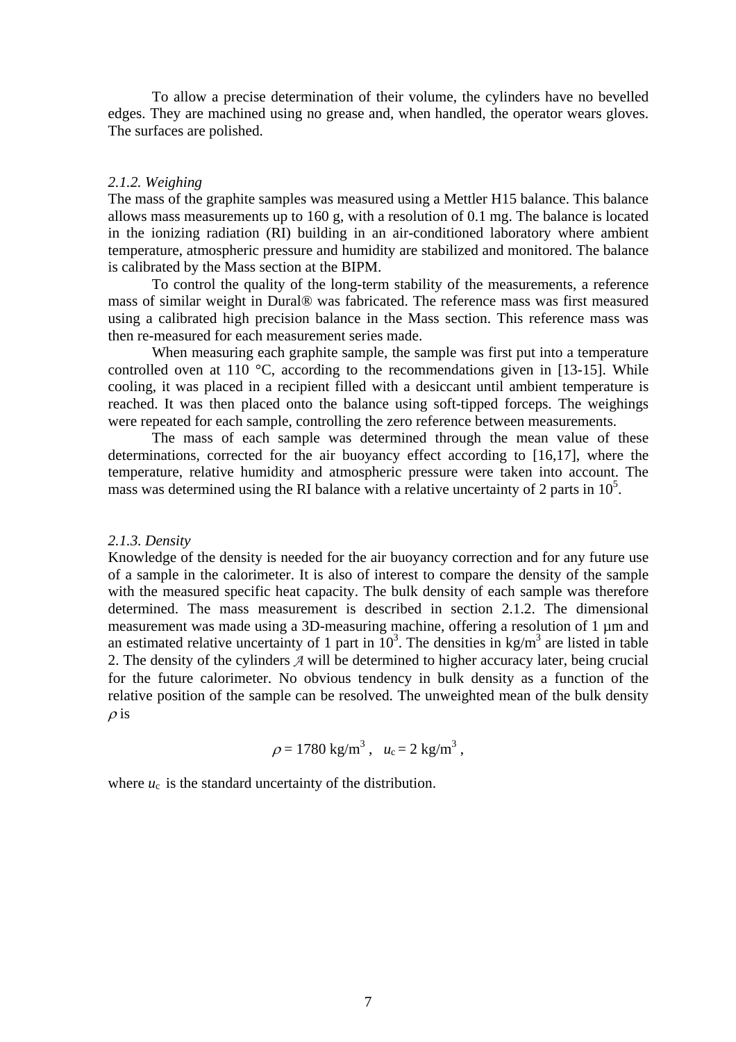To allow a precise determination of their volume, the cylinders have no bevelled edges. They are machined using no grease and, when handled, the operator wears gloves. The surfaces are polished.

### *2.1.2. Weighing*

The mass of the graphite samples was measured using a Mettler H15 balance. This balance allows mass measurements up to 160 g, with a resolution of 0.1 mg. The balance is located in the ionizing radiation (RI) building in an air-conditioned laboratory where ambient temperature, atmospheric pressure and humidity are stabilized and monitored. The balance is calibrated by the Mass section at the BIPM.

To control the quality of the long-term stability of the measurements, a reference mass of similar weight in Dural® was fabricated. The reference mass was first measured using a calibrated high precision balance in the Mass section. This reference mass was then re-measured for each measurement series made.

When measuring each graphite sample, the sample was first put into a temperature controlled oven at 110 °C, according to the recommendations given in [13-15]. While cooling, it was placed in a recipient filled with a desiccant until ambient temperature is reached. It was then placed onto the balance using soft-tipped forceps. The weighings were repeated for each sample, controlling the zero reference between measurements.

The mass of each sample was determined through the mean value of these determinations, corrected for the air buoyancy effect according to [16,17], where the temperature, relative humidity and atmospheric pressure were taken into account. The mass was determined using the RI balance with a relative uncertainty of 2 parts in $10^5$.

### *2.1.3. Density*

Knowledge of the density is needed for the air buoyancy correction and for any future use of a sample in the calorimeter. It is also of interest to compare the density of the sample with the measured specific heat capacity. The bulk density of each sample was therefore determined. The mass measurement is described in section 2.1.2. The dimensional measurement was made using a 3D-measuring machine, offering a resolution of 1 µm and an estimated relative uncertainty of 1 part in $10^3$. The densities in kg/m$^3$ are listed in table 2. The density of the cylinders $\mathcal{A}$ will be determined to higher accuracy later, being crucial for the future calorimeter. No obvious tendency in bulk density as a function of the relative position of the sample can be resolved. The unweighted mean of the bulk density $\rho$ is

$$\rho = 1780 \text{ kg/m}^3 , \quad u_c = 2 \text{ kg/m}^3 ,$$

where $u_c$ is the standard uncertainty of the distribution.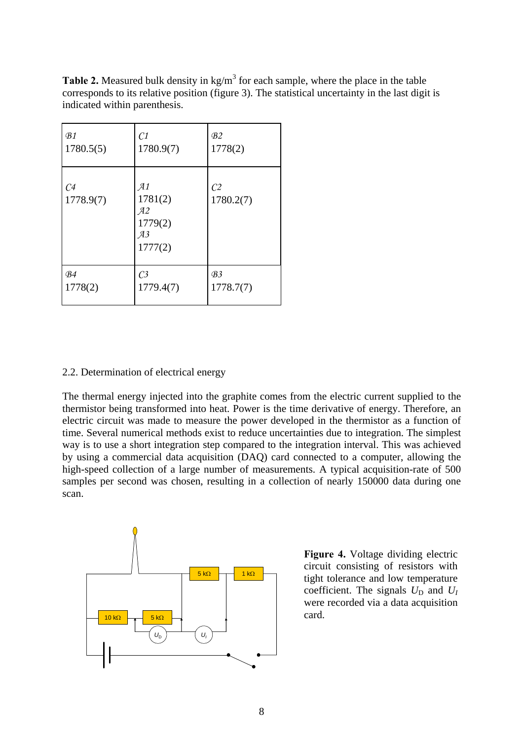**Table 2.** Measured bulk density in kg/m$^3$ for each sample, where the place in the table corresponds to its relative position (figure 3). The statistical uncertainty in the last digit is indicated within parenthesis.

| | | |
|---|---|---|
| *B1* 1780.5(5) | *C1* 1780.9(7) | *B2* 1778(2) |
| *C4* 1778.9(7) | *A1* 1781(2) *A2* 1779(2) *A3* 1777(2) | *C2* 1780.2(7) |
| *B4* 1778(2) | *C3* 1779.4(7) | *B3* 1778.7(7) |

2.2. Determination of electrical energy

The thermal energy injected into the graphite comes from the electric current supplied to the thermistor being transformed into heat. Power is the time derivative of energy. Therefore, an electric circuit was made to measure the power developed in the thermistor as a function of time. Several numerical methods exist to reduce uncertainties due to integration. The simplest way is to use a short integration step compared to the integration interval. This was achieved by using a commercial data acquisition (DAQ) card connected to a computer, allowing the high-speed collection of a large number of measurements. A typical acquisition-rate of 500 samples per second was chosen, resulting in a collection of nearly 150000 data during one scan.

**Figure 4.** Voltage dividing electric circuit consisting of resistors with tight tolerance and low temperature coefficient. The signals $U_D$ and $U_I$ were recorded via a data acquisition card.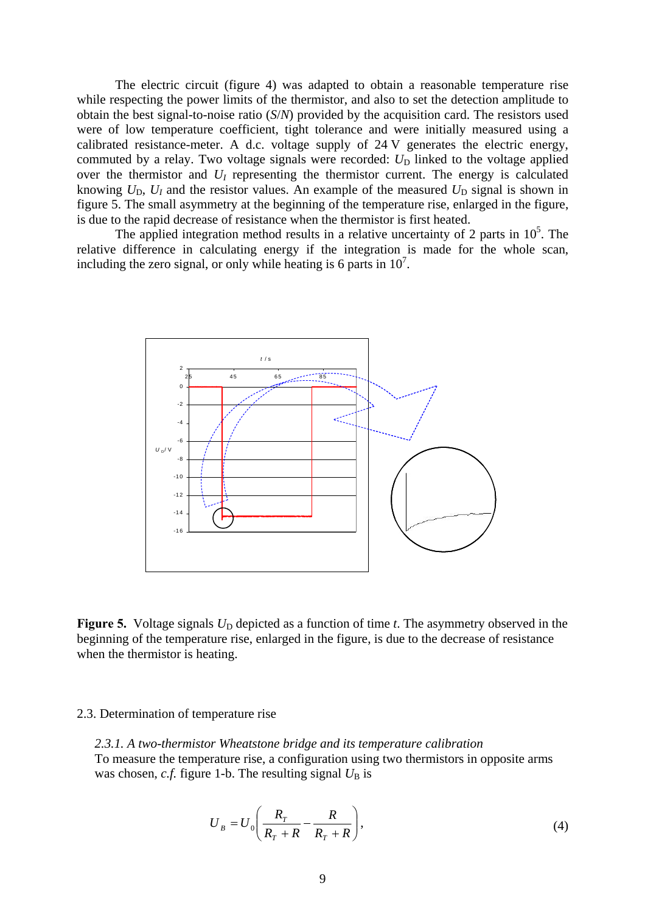The electric circuit (figure 4) was adapted to obtain a reasonable temperature rise while respecting the power limits of the thermistor, and also to set the detection amplitude to obtain the best signal-to-noise ratio ($S/N$) provided by the acquisition card. The resistors used were of low temperature coefficient, tight tolerance and were initially measured using a calibrated resistance-meter. A d.c. voltage supply of 24 V generates the electric energy, commuted by a relay. Two voltage signals were recorded: $U_{\mathrm{D}}$ linked to the voltage applied over the thermistor and $U_I$ representing the thermistor current. The energy is calculated knowing $U_{\mathrm{D}}$, $U_I$ and the resistor values. An example of the measured $U_{\mathrm{D}}$ signal is shown in figure 5. The small asymmetry at the beginning of the temperature rise, enlarged in the figure, is due to the rapid decrease of resistance when the thermistor is first heated.

The applied integration method results in a relative uncertainty of 2 parts in $10^5$. The relative difference in calculating energy if the integration is made for the whole scan, including the zero signal, or only while heating is 6 parts in $10^7$.

**Figure 5.** Voltage signals $U_{\mathrm{D}}$ depicted as a function of time $t$. The asymmetry observed in the beginning of the temperature rise, enlarged in the figure, is due to the decrease of resistance when the thermistor is heating.

## 2.3. Determination of temperature rise

### *2.3.1. A two-thermistor Wheatstone bridge and its temperature calibration*

To measure the temperature rise, a configuration using two thermistors in opposite arms was chosen, *c.f.* figure 1-b. The resulting signal $U_{\mathrm{B}}$ is

$$U_B = U_0\left(\frac{R_T}{R_T+R} - \frac{R}{R_T+R}\right), \tag{4}$$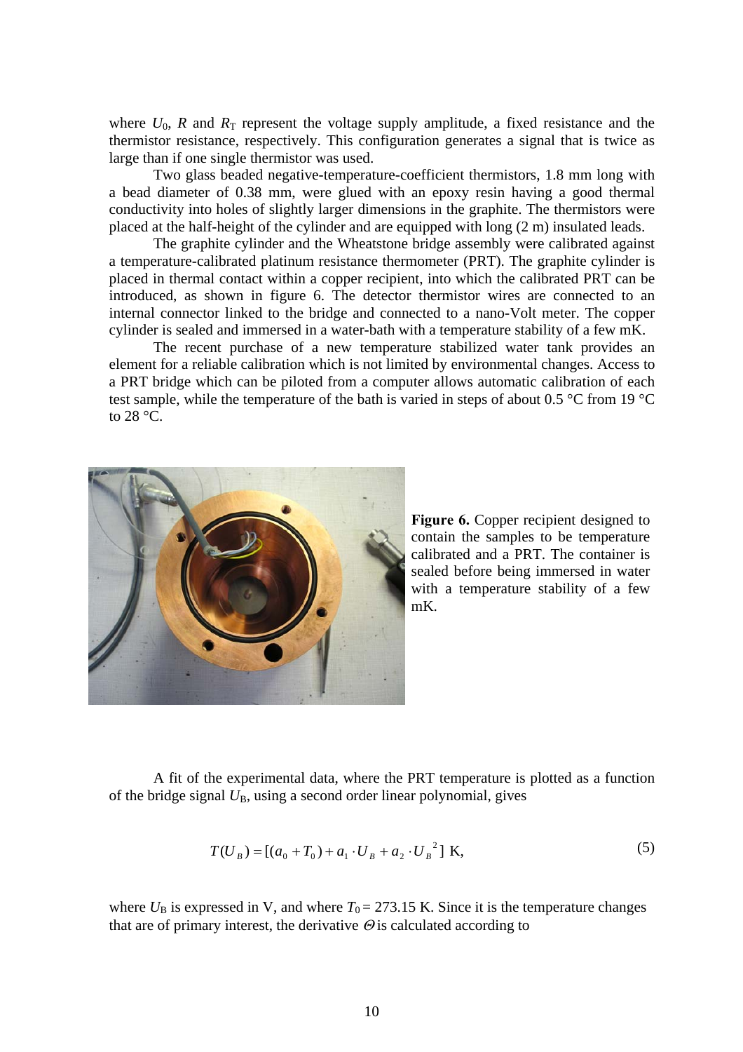where $U_0$, $R$ and $R_T$ represent the voltage supply amplitude, a fixed resistance and the thermistor resistance, respectively. This configuration generates a signal that is twice as large than if one single thermistor was used.

Two glass beaded negative-temperature-coefficient thermistors, 1.8 mm long with a bead diameter of 0.38 mm, were glued with an epoxy resin having a good thermal conductivity into holes of slightly larger dimensions in the graphite. The thermistors were placed at the half-height of the cylinder and are equipped with long (2 m) insulated leads.

The graphite cylinder and the Wheatstone bridge assembly were calibrated against a temperature-calibrated platinum resistance thermometer (PRT). The graphite cylinder is placed in thermal contact within a copper recipient, into which the calibrated PRT can be introduced, as shown in figure 6. The detector thermistor wires are connected to an internal connector linked to the bridge and connected to a nano-Volt meter. The copper cylinder is sealed and immersed in a water-bath with a temperature stability of a few mK.

The recent purchase of a new temperature stabilized water tank provides an element for a reliable calibration which is not limited by environmental changes. Access to a PRT bridge which can be piloted from a computer allows automatic calibration of each test sample, while the temperature of the bath is varied in steps of about 0.5 °C from 19 °C to 28 °C.

**Figure 6.** Copper recipient designed to contain the samples to be temperature calibrated and a PRT. The container is sealed before being immersed in water with a temperature stability of a few mK.

A fit of the experimental data, where the PRT temperature is plotted as a function of the bridge signal $U_B$, using a second order linear polynomial, gives

$$T(U_B) = [(a_0 + T_0) + a_1 \cdot U_B + a_2 \cdot U_B^{\ 2}] \text{ K}, \tag{5}$$

where $U_B$ is expressed in V, and where $T_0 = 273.15$ K. Since it is the temperature changes that are of primary interest, the derivative $\Theta$ is calculated according to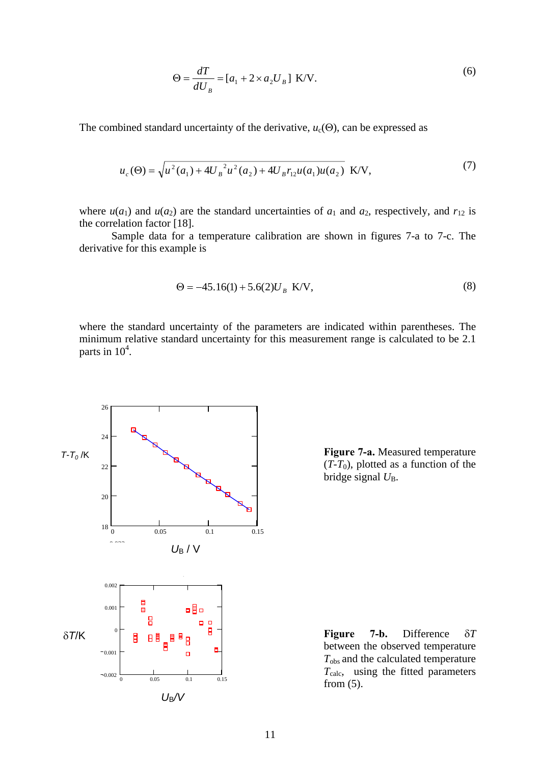$$\Theta = \frac{dT}{dU_B} = [a_1 + 2 \times a_2 U_B] \text{ K/V}. \tag{6}$$

The combined standard uncertainty of the derivative, $u_c(\Theta)$, can be expressed as

$$u_c(\Theta) = \sqrt{u^2(a_1) + 4U_B{}^2 u^2(a_2) + 4U_B r_{12} u(a_1) u(a_2)} \text{ K/V}, \tag{7}$$

where $u(a_1)$ and $u(a_2)$ are the standard uncertainties of $a_1$ and $a_2$, respectively, and $r_{12}$ is the correlation factor [18].

Sample data for a temperature calibration are shown in figures 7-a to 7-c. The derivative for this example is

$$\Theta = -45.16(1) + 5.6(2) U_B \text{ K/V}, \tag{8}$$

where the standard uncertainty of the parameters are indicated within parentheses. The minimum relative standard uncertainty for this measurement range is calculated to be 2.1 parts in $10^4$.

**Figure 7-a.** Measured temperature ($T$-$T_0$), plotted as a function of the bridge signal $U_B$.

**Figure 7-b.** Difference $\delta T$ between the observed temperature $T_{obs}$ and the calculated temperature $T_{calc}$, using the fitted parameters from (5).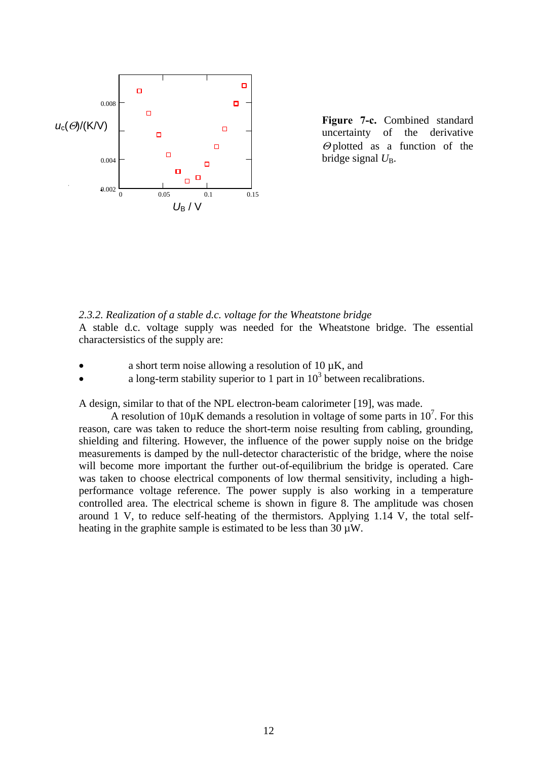**Figure 7-c.** Combined standard uncertainty of the derivative $\Theta$ plotted as a function of the bridge signal $U_B$.

*2.3.2. Realization of a stable d.c. voltage for the Wheatstone bridge*

A stable d.c. voltage supply was needed for the Wheatstone bridge. The essential charactersistics of the supply are:

- a short term noise allowing a resolution of 10 µK, and
- a long-term stability superior to 1 part in $10^3$ between recalibrations.

A design, similar to that of the NPL electron-beam calorimeter [19], was made.

A resolution of 10µK demands a resolution in voltage of some parts in $10^7$. For this reason, care was taken to reduce the short-term noise resulting from cabling, grounding, shielding and filtering. However, the influence of the power supply noise on the bridge measurements is damped by the null-detector characteristic of the bridge, where the noise will become more important the further out-of-equilibrium the bridge is operated. Care was taken to choose electrical components of low thermal sensitivity, including a high-performance voltage reference. The power supply is also working in a temperature controlled area. The electrical scheme is shown in figure 8. The amplitude was chosen around 1 V, to reduce self-heating of the thermistors. Applying 1.14 V, the total self-heating in the graphite sample is estimated to be less than 30 µW.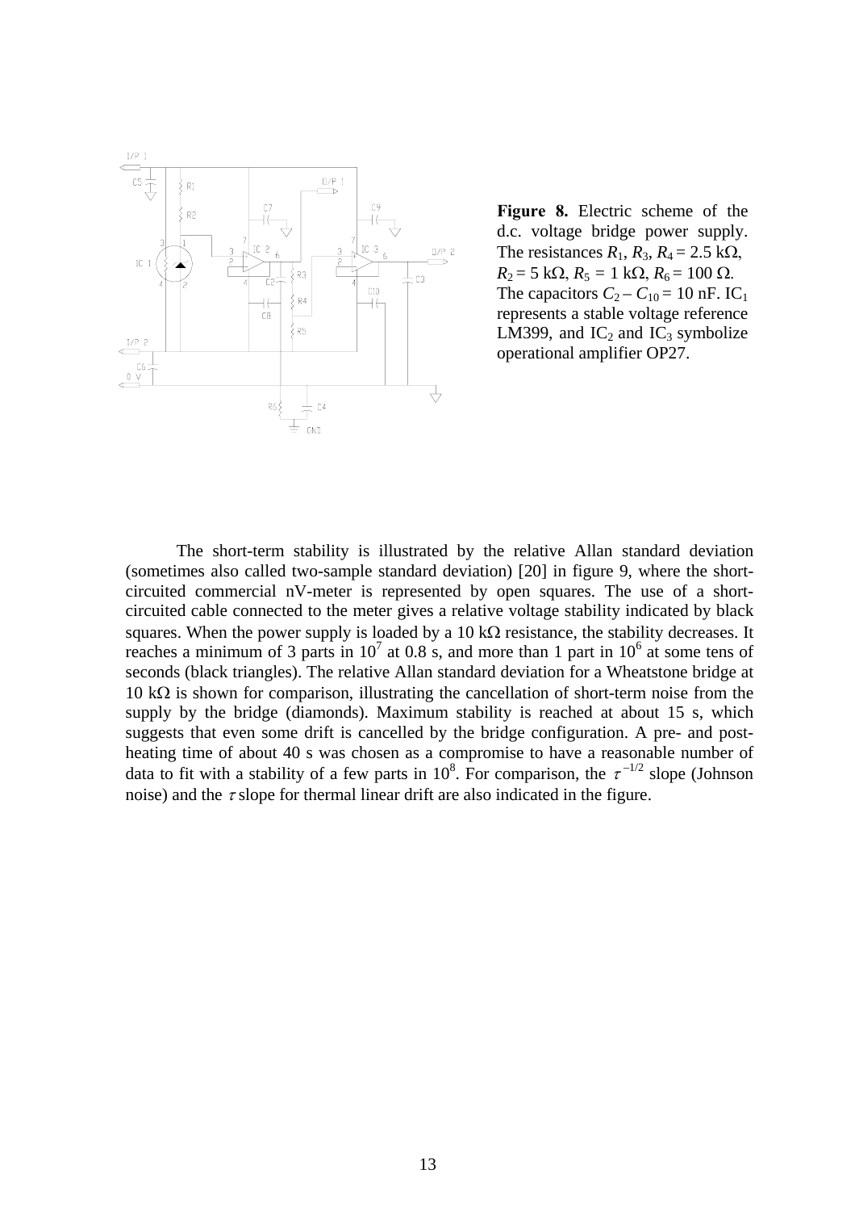**Figure 8.** Electric scheme of the d.c. voltage bridge power supply. The resistances $R_1$, $R_3$, $R_4$ = 2.5 kΩ, $R_2$ = 5 kΩ, $R_5$ = 1 kΩ, $R_6$ = 100 Ω. The capacitors $C_2 - C_{10}$ = 10 nF. $IC_1$ represents a stable voltage reference LM399, and $IC_2$ and $IC_3$ symbolize operational amplifier OP27.

The short-term stability is illustrated by the relative Allan standard deviation (sometimes also called two-sample standard deviation) [20] in figure 9, where the short-circuited commercial nV-meter is represented by open squares. The use of a short-circuited cable connected to the meter gives a relative voltage stability indicated by black squares. When the power supply is loaded by a 10 kΩ resistance, the stability decreases. It reaches a minimum of 3 parts in $10^7$ at 0.8 s, and more than 1 part in $10^6$ at some tens of seconds (black triangles). The relative Allan standard deviation for a Wheatstone bridge at 10 kΩ is shown for comparison, illustrating the cancellation of short-term noise from the supply by the bridge (diamonds). Maximum stability is reached at about 15 s, which suggests that even some drift is cancelled by the bridge configuration. A pre- and post-heating time of about 40 s was chosen as a compromise to have a reasonable number of data to fit with a stability of a few parts in $10^8$. For comparison, the $\tau^{-1/2}$ slope (Johnson noise) and the $\tau$ slope for thermal linear drift are also indicated in the figure.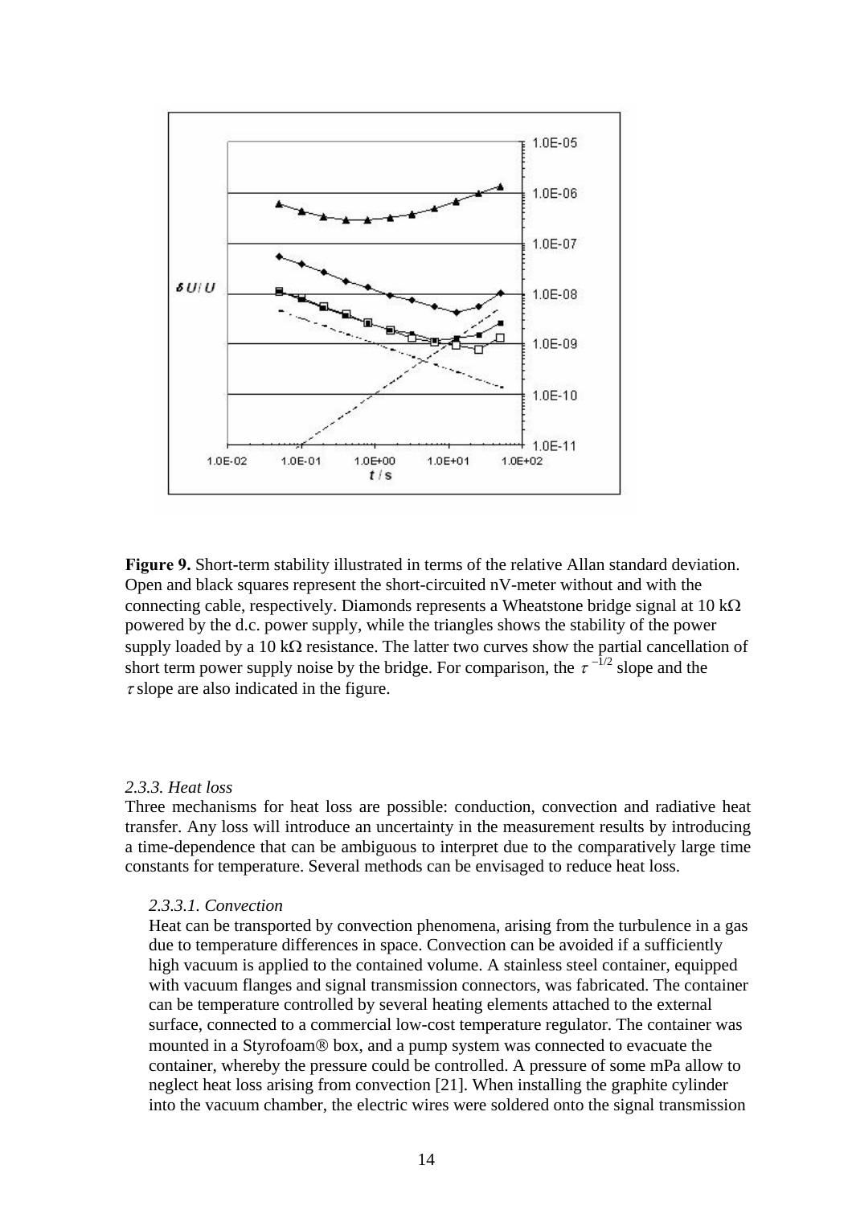**Figure 9.** Short-term stability illustrated in terms of the relative Allan standard deviation. Open and black squares represent the short-circuited nV-meter without and with the connecting cable, respectively. Diamonds represents a Wheatstone bridge signal at 10 kΩ powered by the d.c. power supply, while the triangles shows the stability of the power supply loaded by a 10 kΩ resistance. The latter two curves show the partial cancellation of short term power supply noise by the bridge. For comparison, the $\tau^{-1/2}$ slope and the $\tau$ slope are also indicated in the figure.

*2.3.3. Heat loss*

Three mechanisms for heat loss are possible: conduction, convection and radiative heat transfer. Any loss will introduce an uncertainty in the measurement results by introducing a time-dependence that can be ambiguous to interpret due to the comparatively large time constants for temperature. Several methods can be envisaged to reduce heat loss.

*2.3.3.1. Convection*

Heat can be transported by convection phenomena, arising from the turbulence in a gas due to temperature differences in space. Convection can be avoided if a sufficiently high vacuum is applied to the contained volume. A stainless steel container, equipped with vacuum flanges and signal transmission connectors, was fabricated. The container can be temperature controlled by several heating elements attached to the external surface, connected to a commercial low-cost temperature regulator. The container was mounted in a Styrofoam® box, and a pump system was connected to evacuate the container, whereby the pressure could be controlled. A pressure of some mPa allow to neglect heat loss arising from convection [21]. When installing the graphite cylinder into the vacuum chamber, the electric wires were soldered onto the signal transmission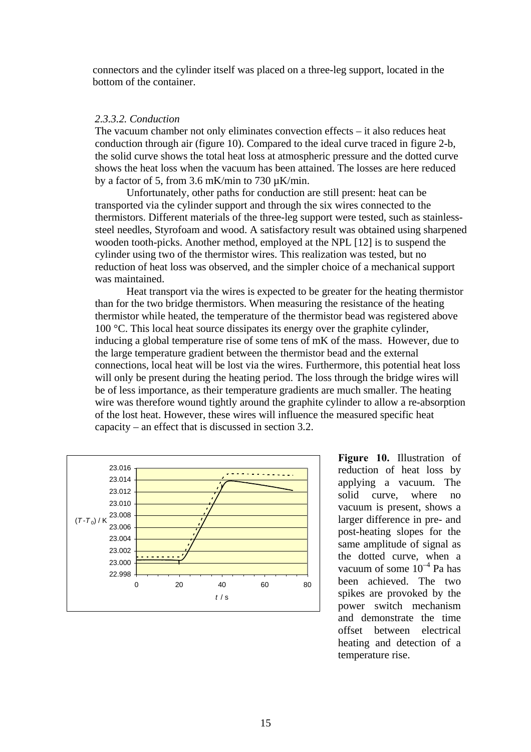connectors and the cylinder itself was placed on a three-leg support, located in the bottom of the container.

#### *2.3.3.2. Conduction*

The vacuum chamber not only eliminates convection effects – it also reduces heat conduction through air (figure 10). Compared to the ideal curve traced in figure 2-b, the solid curve shows the total heat loss at atmospheric pressure and the dotted curve shows the heat loss when the vacuum has been attained. The losses are here reduced by a factor of 5, from 3.6 mK/min to 730 µK/min.

Unfortunately, other paths for conduction are still present: heat can be transported via the cylinder support and through the six wires connected to the thermistors. Different materials of the three-leg support were tested, such as stainless-steel needles, Styrofoam and wood. A satisfactory result was obtained using sharpened wooden tooth-picks. Another method, employed at the NPL [12] is to suspend the cylinder using two of the thermistor wires. This realization was tested, but no reduction of heat loss was observed, and the simpler choice of a mechanical support was maintained.

Heat transport via the wires is expected to be greater for the heating thermistor than for the two bridge thermistors. When measuring the resistance of the heating thermistor while heated, the temperature of the thermistor bead was registered above 100 °C. This local heat source dissipates its energy over the graphite cylinder, inducing a global temperature rise of some tens of mK of the mass. However, due to the large temperature gradient between the thermistor bead and the external connections, local heat will be lost via the wires. Furthermore, this potential heat loss will only be present during the heating period. The loss through the bridge wires will be of less importance, as their temperature gradients are much smaller. The heating wire was therefore wound tightly around the graphite cylinder to allow a re-absorption of the lost heat. However, these wires will influence the measured specific heat capacity – an effect that is discussed in section 3.2.

**Figure 10.** Illustration of reduction of heat loss by applying a vacuum. The solid curve, where no vacuum is present, shows a larger difference in pre- and post-heating slopes for the same amplitude of signal as the dotted curve, when a vacuum of some $10^{-4}$ Pa has been achieved. The two spikes are provoked by the power switch mechanism and demonstrate the time offset between electrical heating and detection of a temperature rise.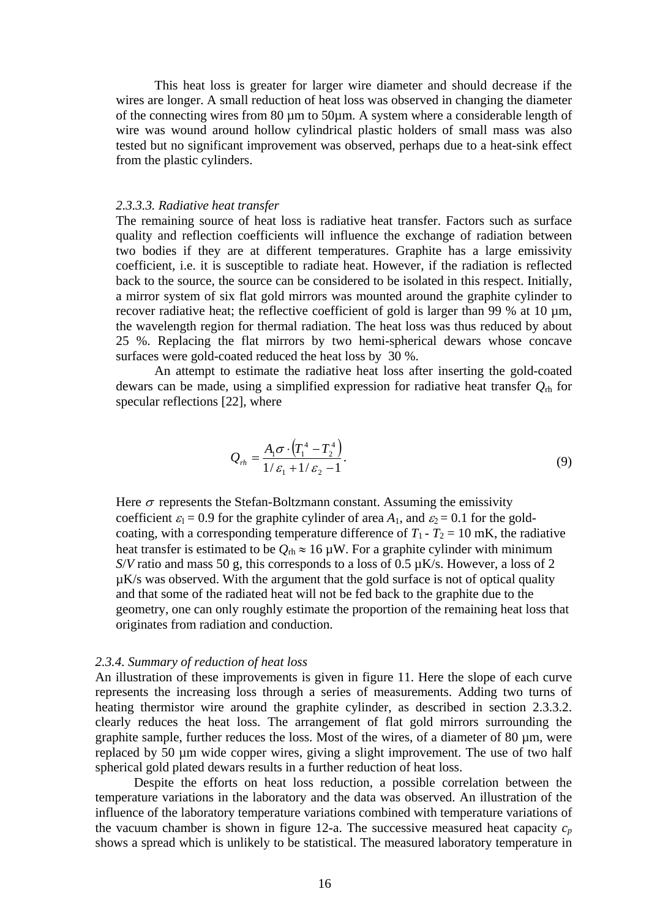This heat loss is greater for larger wire diameter and should decrease if the wires are longer. A small reduction of heat loss was observed in changing the diameter of the connecting wires from 80 µm to 50µm. A system where a considerable length of wire was wound around hollow cylindrical plastic holders of small mass was also tested but no significant improvement was observed, perhaps due to a heat-sink effect from the plastic cylinders.

#### *2.3.3.3. Radiative heat transfer*

The remaining source of heat loss is radiative heat transfer. Factors such as surface quality and reflection coefficients will influence the exchange of radiation between two bodies if they are at different temperatures. Graphite has a large emissivity coefficient, i.e. it is susceptible to radiate heat. However, if the radiation is reflected back to the source, the source can be considered to be isolated in this respect. Initially, a mirror system of six flat gold mirrors was mounted around the graphite cylinder to recover radiative heat; the reflective coefficient of gold is larger than 99 % at 10 µm, the wavelength region for thermal radiation. The heat loss was thus reduced by about 25 %. Replacing the flat mirrors by two hemi-spherical dewars whose concave surfaces were gold-coated reduced the heat loss by 30 %.

An attempt to estimate the radiative heat loss after inserting the gold-coated dewars can be made, using a simplified expression for radiative heat transfer $Q_{rh}$ for specular reflections [22], where

$$Q_{rh} = \frac{A_1 \sigma \cdot \left(T_1^4 - T_2^4\right)}{1/\varepsilon_1 + 1/\varepsilon_2 - 1}. \tag{9}$$

Here $\sigma$ represents the Stefan-Boltzmann constant. Assuming the emissivity coefficient $\varepsilon_1 = 0.9$ for the graphite cylinder of area $A_1$, and $\varepsilon_2 = 0.1$ for the gold-coating, with a corresponding temperature difference of $T_1 - T_2 = 10$ mK, the radiative heat transfer is estimated to be $Q_{rh} \approx 16$ µW. For a graphite cylinder with minimum $S/V$ ratio and mass 50 g, this corresponds to a loss of 0.5 µK/s. However, a loss of 2 µK/s was observed. With the argument that the gold surface is not of optical quality and that some of the radiated heat will not be fed back to the graphite due to the geometry, one can only roughly estimate the proportion of the remaining heat loss that originates from radiation and conduction.

### *2.3.4. Summary of reduction of heat loss*

An illustration of these improvements is given in figure 11. Here the slope of each curve represents the increasing loss through a series of measurements. Adding two turns of heating thermistor wire around the graphite cylinder, as described in section 2.3.3.2. clearly reduces the heat loss. The arrangement of flat gold mirrors surrounding the graphite sample, further reduces the loss. Most of the wires, of a diameter of 80 µm, were replaced by 50 µm wide copper wires, giving a slight improvement. The use of two half spherical gold plated dewars results in a further reduction of heat loss.

Despite the efforts on heat loss reduction, a possible correlation between the temperature variations in the laboratory and the data was observed. An illustration of the influence of the laboratory temperature variations combined with temperature variations of the vacuum chamber is shown in figure 12-a. The successive measured heat capacity $c_p$ shows a spread which is unlikely to be statistical. The measured laboratory temperature in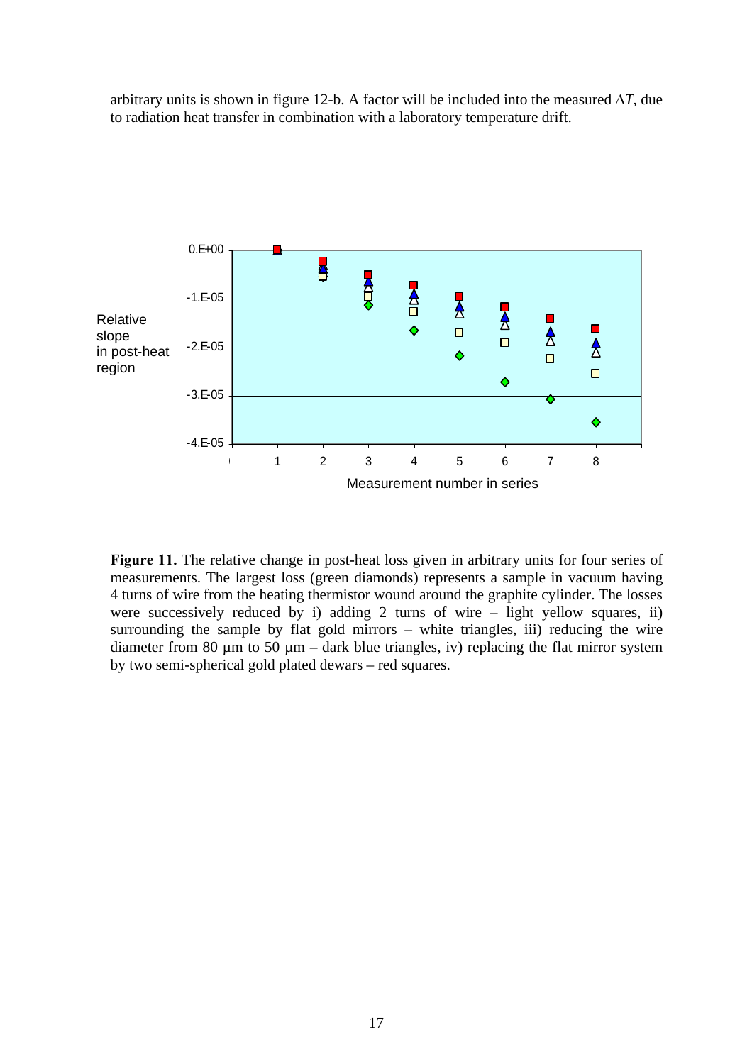arbitrary units is shown in figure 12-b. A factor will be included into the measured $\Delta T$, due to radiation heat transfer in combination with a laboratory temperature drift.

**Figure 11.** The relative change in post-heat loss given in arbitrary units for four series of measurements. The largest loss (green diamonds) represents a sample in vacuum having 4 turns of wire from the heating thermistor wound around the graphite cylinder. The losses were successively reduced by i) adding 2 turns of wire – light yellow squares, ii) surrounding the sample by flat gold mirrors – white triangles, iii) reducing the wire diameter from 80 µm to 50 µm – dark blue triangles, iv) replacing the flat mirror system by two semi-spherical gold plated dewars – red squares.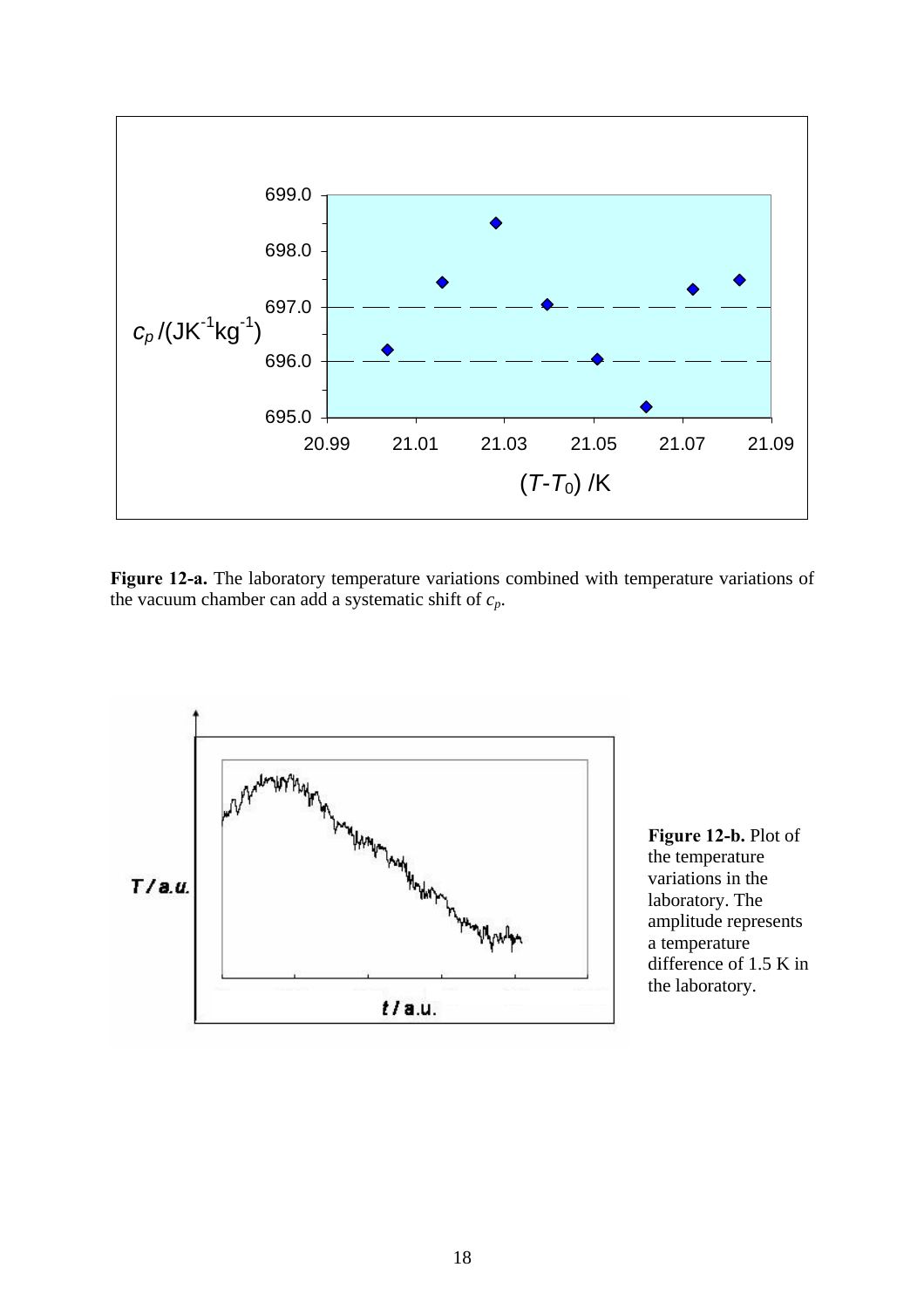**Figure 12-a.** The laboratory temperature variations combined with temperature variations of the vacuum chamber can add a systematic shift of $c_p$.

**Figure 12-b.** Plot of the temperature variations in the laboratory. The amplitude represents a temperature difference of 1.5 K in the laboratory.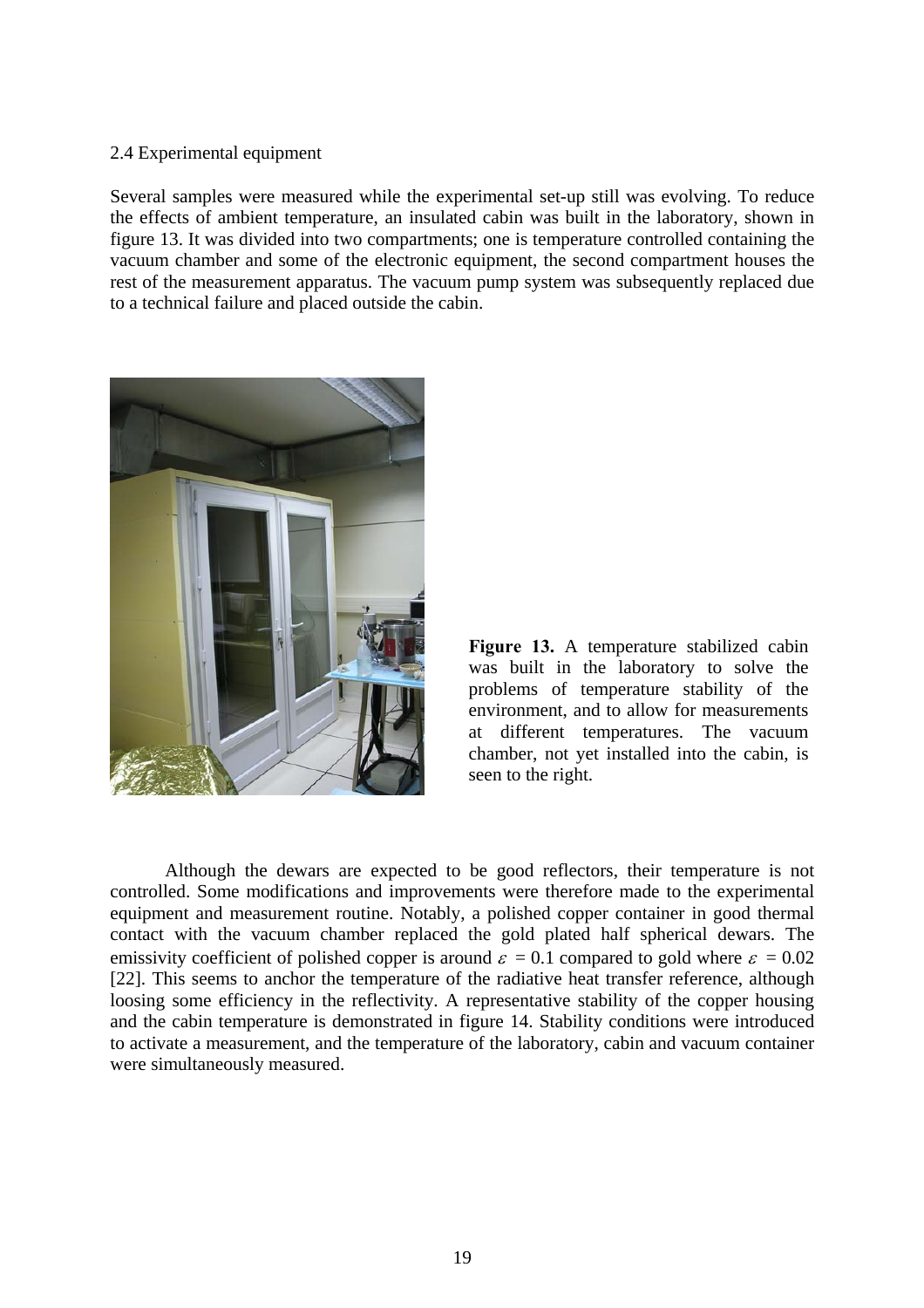2.4 Experimental equipment

Several samples were measured while the experimental set-up still was evolving. To reduce the effects of ambient temperature, an insulated cabin was built in the laboratory, shown in figure 13. It was divided into two compartments; one is temperature controlled containing the vacuum chamber and some of the electronic equipment, the second compartment houses the rest of the measurement apparatus. The vacuum pump system was subsequently replaced due to a technical failure and placed outside the cabin.

**Figure 13.** A temperature stabilized cabin was built in the laboratory to solve the problems of temperature stability of the environment, and to allow for measurements at different temperatures. The vacuum chamber, not yet installed into the cabin, is seen to the right.

Although the dewars are expected to be good reflectors, their temperature is not controlled. Some modifications and improvements were therefore made to the experimental equipment and measurement routine. Notably, a polished copper container in good thermal contact with the vacuum chamber replaced the gold plated half spherical dewars. The emissivity coefficient of polished copper is around $\varepsilon = 0.1$ compared to gold where $\varepsilon = 0.02$ [22]. This seems to anchor the temperature of the radiative heat transfer reference, although loosing some efficiency in the reflectivity. A representative stability of the copper housing and the cabin temperature is demonstrated in figure 14. Stability conditions were introduced to activate a measurement, and the temperature of the laboratory, cabin and vacuum container were simultaneously measured.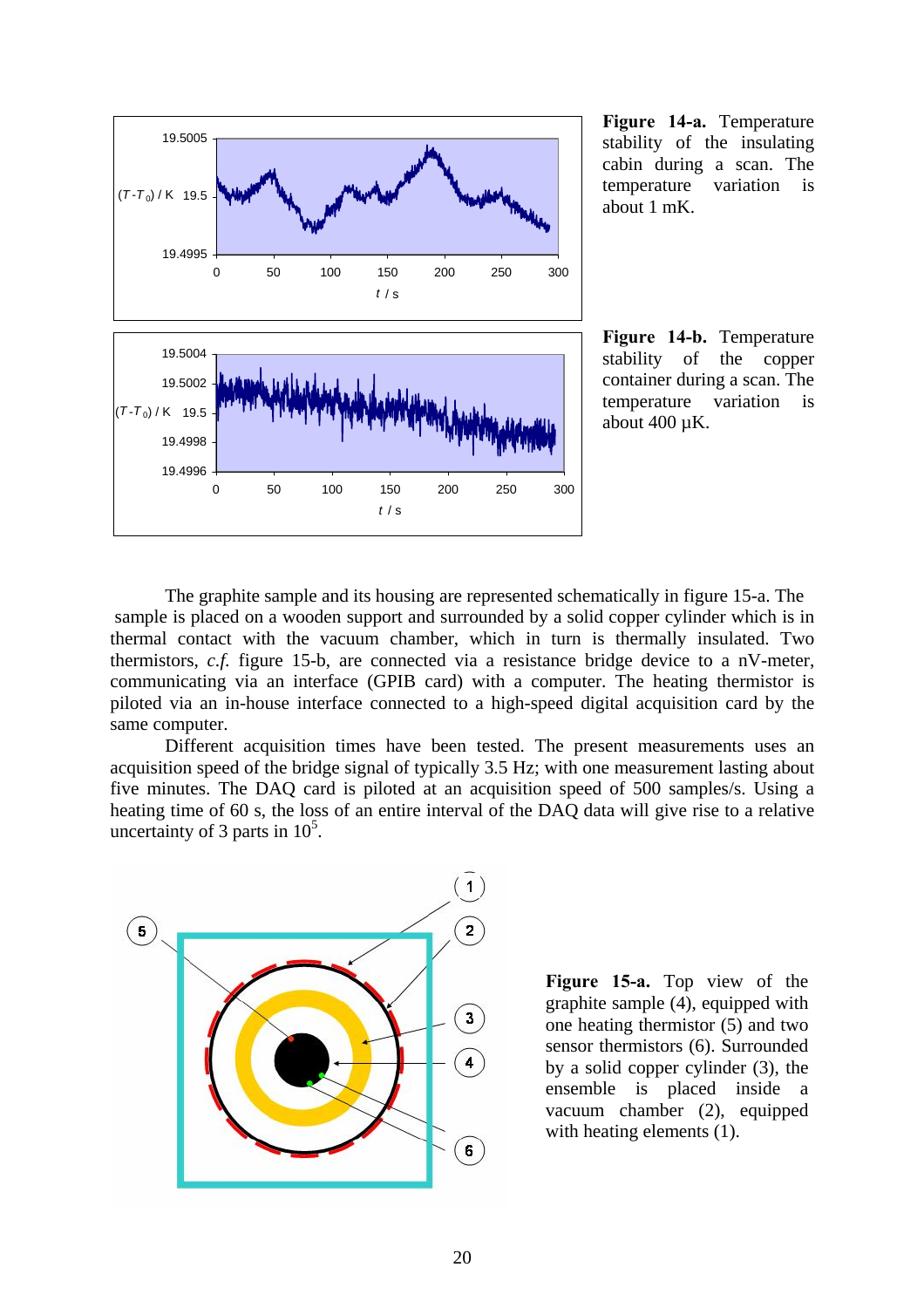**Figure 14-a.** Temperature stability of the insulating cabin during a scan. The temperature variation is about 1 mK.

**Figure 14-b.** Temperature stability of the copper container during a scan. The temperature variation is about 400 μK.

The graphite sample and its housing are represented schematically in figure 15-a. The sample is placed on a wooden support and surrounded by a solid copper cylinder which is in thermal contact with the vacuum chamber, which in turn is thermally insulated. Two thermistors, *c.f.* figure 15-b, are connected via a resistance bridge device to a nV-meter, communicating via an interface (GPIB card) with a computer. The heating thermistor is piloted via an in-house interface connected to a high-speed digital acquisition card by the same computer.

Different acquisition times have been tested. The present measurements uses an acquisition speed of the bridge signal of typically 3.5 Hz; with one measurement lasting about five minutes. The DAQ card is piloted at an acquisition speed of 500 samples/s. Using a heating time of 60 s, the loss of an entire interval of the DAQ data will give rise to a relative uncertainty of 3 parts in $10^5$.

**Figure 15-a.** Top view of the graphite sample (4), equipped with one heating thermistor (5) and two sensor thermistors (6). Surrounded by a solid copper cylinder (3), the ensemble is placed inside a vacuum chamber (2), equipped with heating elements (1).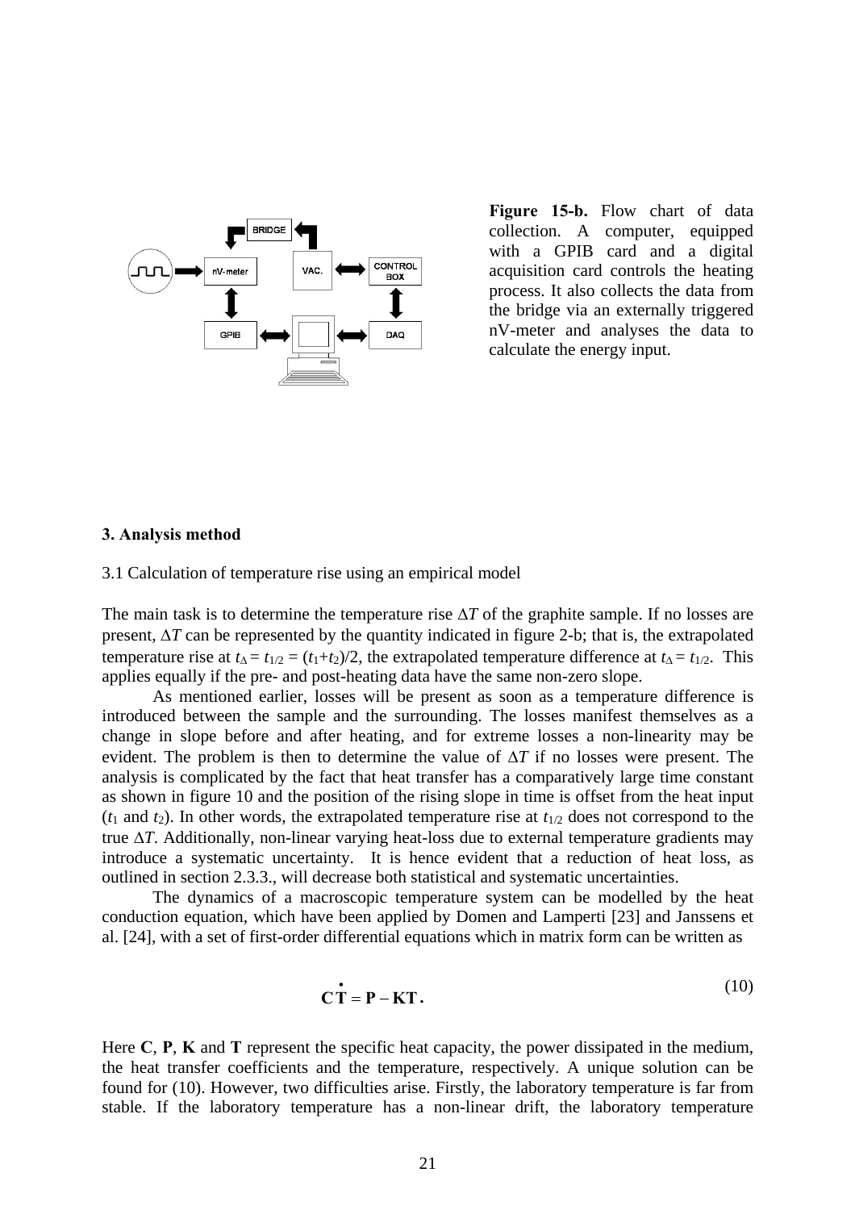**Figure 15-b.** Flow chart of data collection. A computer, equipped with a GPIB card and a digital acquisition card controls the heating process. It also collects the data from the bridge via an externally triggered nV-meter and analyses the data to calculate the energy input.

### 3. Analysis method

3.1 Calculation of temperature rise using an empirical model

The main task is to determine the temperature rise $\Delta T$ of the graphite sample. If no losses are present, $\Delta T$ can be represented by the quantity indicated in figure 2-b; that is, the extrapolated temperature rise at $t_\Delta = t_{1/2} = (t_1+t_2)/2$, the extrapolated temperature difference at $t_\Delta = t_{1/2}$. This applies equally if the pre- and post-heating data have the same non-zero slope.

As mentioned earlier, losses will be present as soon as a temperature difference is introduced between the sample and the surrounding. The losses manifest themselves as a change in slope before and after heating, and for extreme losses a non-linearity may be evident. The problem is then to determine the value of $\Delta T$ if no losses were present. The analysis is complicated by the fact that heat transfer has a comparatively large time constant as shown in figure 10 and the position of the rising slope in time is offset from the heat input ($t_1$ and $t_2$). In other words, the extrapolated temperature rise at $t_{1/2}$ does not correspond to the true $\Delta T$. Additionally, non-linear varying heat-loss due to external temperature gradients may introduce a systematic uncertainty. It is hence evident that a reduction of heat loss, as outlined in section 2.3.3., will decrease both statistical and systematic uncertainties.

The dynamics of a macroscopic temperature system can be modelled by the heat conduction equation, which have been applied by Domen and Lamperti [23] and Janssens et al. [24], with a set of first-order differential equations which in matrix form can be written as

$$\mathbf{C}\dot{\mathbf{T}} = \mathbf{P} - \mathbf{K}\mathbf{T}\,. \tag{10}$$

Here **C**, **P**, **K** and **T** represent the specific heat capacity, the power dissipated in the medium, the heat transfer coefficients and the temperature, respectively. A unique solution can be found for (10). However, two difficulties arise. Firstly, the laboratory temperature is far from stable. If the laboratory temperature has a non-linear drift, the laboratory temperature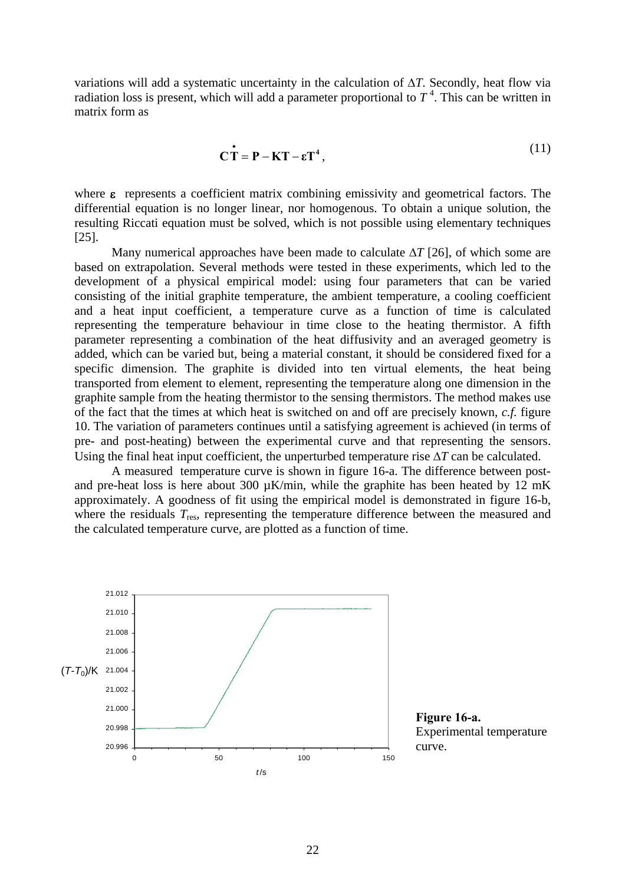variations will add a systematic uncertainty in the calculation of $\Delta T$. Secondly, heat flow via radiation loss is present, which will add a parameter proportional to $T^4$. This can be written in matrix form as

$$\mathbf{C}\dot{\mathbf{T}} = \mathbf{P} - \mathbf{K}\mathbf{T} - \boldsymbol{\varepsilon}\mathbf{T}^4 , \tag{11}$$

where $\boldsymbol{\varepsilon}$ represents a coefficient matrix combining emissivity and geometrical factors. The differential equation is no longer linear, nor homogenous. To obtain a unique solution, the resulting Riccati equation must be solved, which is not possible using elementary techniques [25].

Many numerical approaches have been made to calculate $\Delta T$ [26], of which some are based on extrapolation. Several methods were tested in these experiments, which led to the development of a physical empirical model: using four parameters that can be varied consisting of the initial graphite temperature, the ambient temperature, a cooling coefficient and a heat input coefficient, a temperature curve as a function of time is calculated representing the temperature behaviour in time close to the heating thermistor. A fifth parameter representing a combination of the heat diffusivity and an averaged geometry is added, which can be varied but, being a material constant, it should be considered fixed for a specific dimension. The graphite is divided into ten virtual elements, the heat being transported from element to element, representing the temperature along one dimension in the graphite sample from the heating thermistor to the sensing thermistors. The method makes use of the fact that the times at which heat is switched on and off are precisely known, *c.f.* figure 10. The variation of parameters continues until a satisfying agreement is achieved (in terms of pre- and post-heating) between the experimental curve and that representing the sensors. Using the final heat input coefficient, the unperturbed temperature rise $\Delta T$ can be calculated.

A measured temperature curve is shown in figure 16-a. The difference between post- and pre-heat loss is here about 300 µK/min, while the graphite has been heated by 12 mK approximately. A goodness of fit using the empirical model is demonstrated in figure 16-b, where the residuals $T_{\mathrm{res}}$, representing the temperature difference between the measured and the calculated temperature curve, are plotted as a function of time.

**Figure 16-a.** Experimental temperature curve.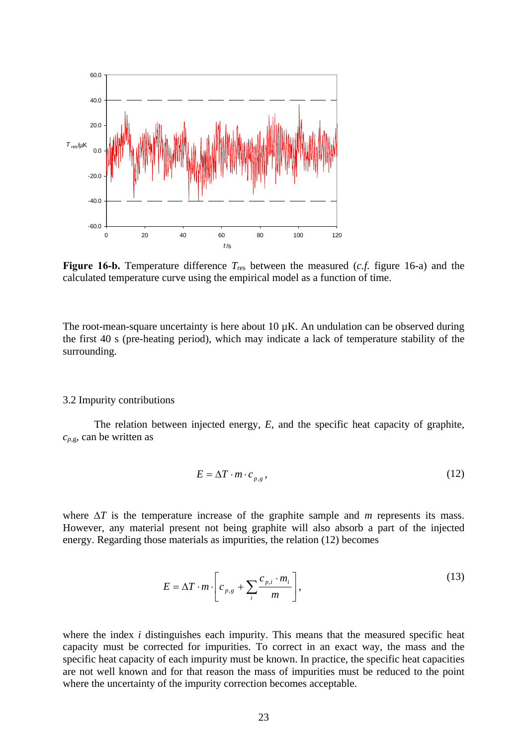**Figure 16-b.** Temperature difference $T_{res}$ between the measured (*c.f.* figure 16-a) and the calculated temperature curve using the empirical model as a function of time.

The root-mean-square uncertainty is here about 10 μK. An undulation can be observed during the first 40 s (pre-heating period), which may indicate a lack of temperature stability of the surrounding.

### 3.2 Impurity contributions

The relation between injected energy, $E$, and the specific heat capacity of graphite, $c_{p,g}$, can be written as

$$E = \Delta T \cdot m \cdot c_{p,g}, \tag{12}$$

where $\Delta T$ is the temperature increase of the graphite sample and $m$ represents its mass. However, any material present not being graphite will also absorb a part of the injected energy. Regarding those materials as impurities, the relation (12) becomes

$$E = \Delta T \cdot m \cdot \left[ c_{p,g} + \sum_i \frac{c_{p,i} \cdot m_i}{m} \right], \tag{13}$$

where the index $i$ distinguishes each impurity. This means that the measured specific heat capacity must be corrected for impurities. To correct in an exact way, the mass and the specific heat capacity of each impurity must be known. In practice, the specific heat capacities are not well known and for that reason the mass of impurities must be reduced to the point where the uncertainty of the impurity correction becomes acceptable.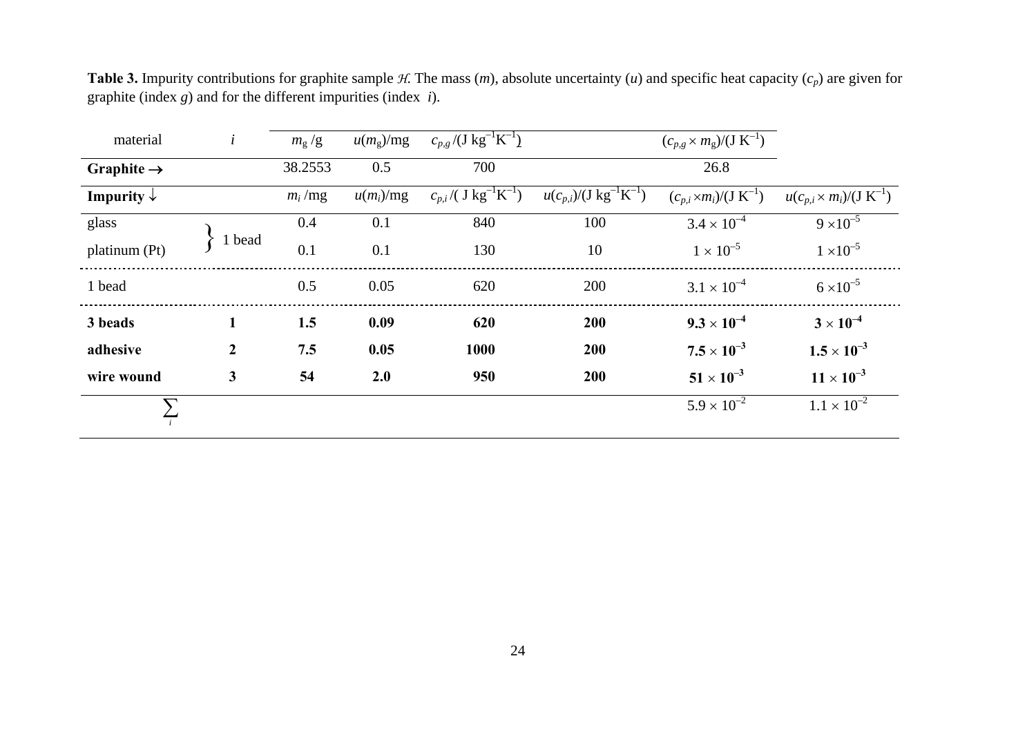**Table 3.** Impurity contributions for graphite sample $\mathcal{H}$. The mass ($m$), absolute uncertainty ($u$) and specific heat capacity ($c_p$) are given for graphite (index $g$) and for the different impurities (index $i$).

| material | $i$ | $m_g$ /g | $u(m_g)$/mg | $c_{p,g}$ /(J kg$^{-1}$K$^{-1}$) | | $(c_{p,g} \times m_g)$/(J K$^{-1}$) | |
|---|---|---|---|---|---|---|---|
| **Graphite →** | | 38.2553 | 0.5 | 700 | | 26.8 | |
| **Impurity ↓** | | $m_i$ /mg | $u(m_i)$/mg | $c_{p,i}$ /( J kg$^{-1}$K$^{-1}$) | $u(c_{p,i})$/(J kg$^{-1}$K$^{-1}$) | $(c_{p,i} \times m_i)$/(J K$^{-1}$) | $u(c_{p,i} \times m_i)$/(J K$^{-1}$) |
| glass | 1 bead | 0.4 | 0.1 | 840 | 100 | $3.4 \times 10^{-4}$ | $9 \times 10^{-5}$ |
| platinum (Pt) | 1 bead | 0.1 | 0.1 | 130 | 10 | $1 \times 10^{-5}$ | $1 \times 10^{-5}$ |
| 1 bead | | 0.5 | 0.05 | 620 | 200 | $3.1 \times 10^{-4}$ | $6 \times 10^{-5}$ |
| **3 beads** | **1** | **1.5** | **0.09** | **620** | **200** | $\mathbf{9.3 \times 10^{-4}}$ | $\mathbf{3 \times 10^{-4}}$ |
| **adhesive** | **2** | **7.5** | **0.05** | **1000** | **200** | $\mathbf{7.5 \times 10^{-3}}$ | $\mathbf{1.5 \times 10^{-3}}$ |
| **wire wound** | **3** | **54** | **2.0** | **950** | **200** | $\mathbf{51 \times 10^{-3}}$ | $\mathbf{11 \times 10^{-3}}$ |
| $\sum_i$ | | | | | | $5.9 \times 10^{-2}$ | $1.1 \times 10^{-2}$ |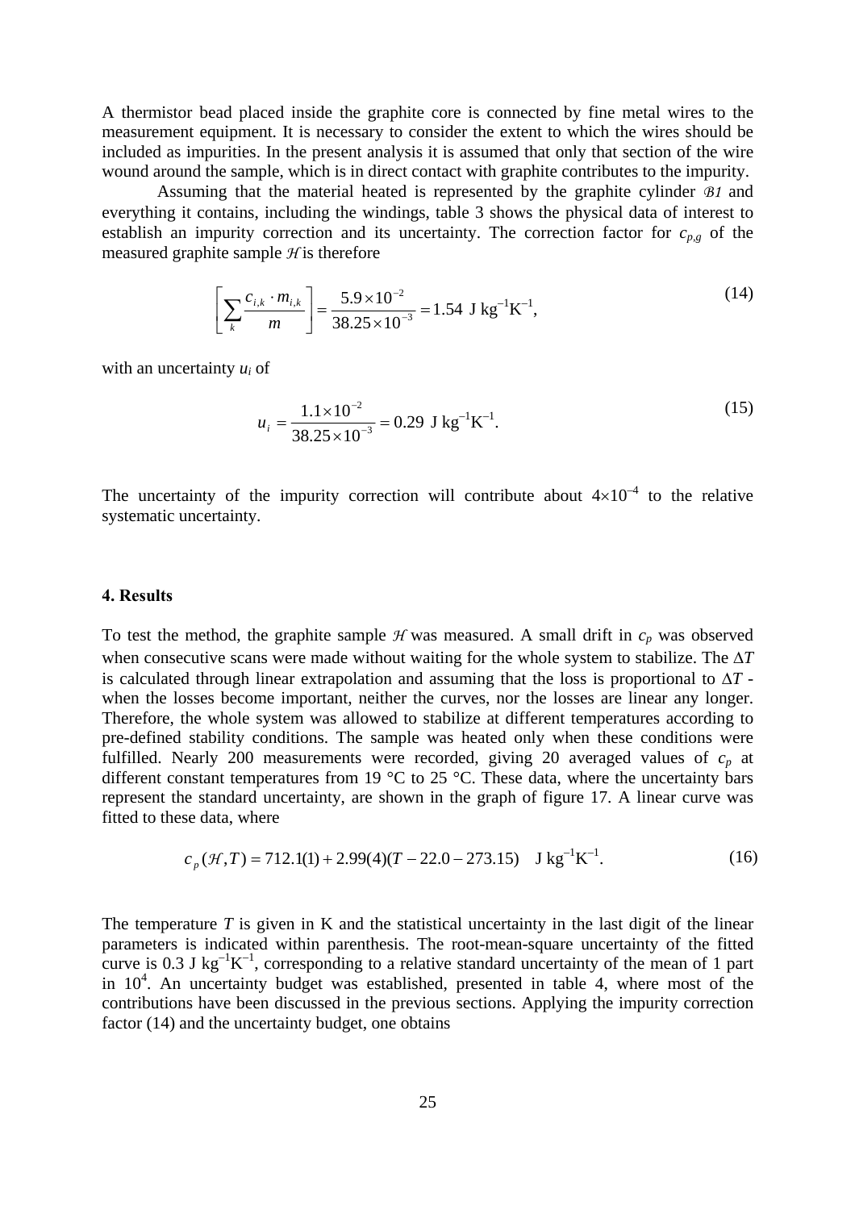A thermistor bead placed inside the graphite core is connected by fine metal wires to the measurement equipment. It is necessary to consider the extent to which the wires should be included as impurities. In the present analysis it is assumed that only that section of the wire wound around the sample, which is in direct contact with graphite contributes to the impurity.

Assuming that the material heated is represented by the graphite cylinder $\mathcal{B}1$ and everything it contains, including the windings, table 3 shows the physical data of interest to establish an impurity correction and its uncertainty. The correction factor for $c_{p,g}$ of the measured graphite sample $\mathcal{H}$ is therefore

$$\left[\sum_k \frac{c_{i,k} \cdot m_{i,k}}{m}\right] = \frac{5.9\times10^{-2}}{38.25\times10^{-3}} = 1.54 \text{ J kg}^{-1}\text{K}^{-1}, \tag{14}$$

with an uncertainty $u_i$ of

$$u_i = \frac{1.1\times10^{-2}}{38.25\times10^{-3}} = 0.29 \text{ J kg}^{-1}\text{K}^{-1}. \tag{15}$$

The uncertainty of the impurity correction will contribute about $4\times10^{-4}$ to the relative systematic uncertainty.

## 4. Results

To test the method, the graphite sample $\mathcal{H}$ was measured. A small drift in $c_p$ was observed when consecutive scans were made without waiting for the whole system to stabilize. The $\Delta T$ is calculated through linear extrapolation and assuming that the loss is proportional to $\Delta T$ - when the losses become important, neither the curves, nor the losses are linear any longer. Therefore, the whole system was allowed to stabilize at different temperatures according to pre-defined stability conditions. The sample was heated only when these conditions were fulfilled. Nearly 200 measurements were recorded, giving 20 averaged values of $c_p$ at different constant temperatures from 19 °C to 25 °C. These data, where the uncertainty bars represent the standard uncertainty, are shown in the graph of figure 17. A linear curve was fitted to these data, where

$$c_p(\mathcal{H}, T) = 712.1(1) + 2.99(4)(T - 22.0 - 273.15) \quad \text{J kg}^{-1}\text{K}^{-1}. \tag{16}$$

The temperature $T$ is given in K and the statistical uncertainty in the last digit of the linear parameters is indicated within parenthesis. The root-mean-square uncertainty of the fitted curve is 0.3 J kg$^{-1}$K$^{-1}$, corresponding to a relative standard uncertainty of the mean of 1 part in $10^4$. An uncertainty budget was established, presented in table 4, where most of the contributions have been discussed in the previous sections. Applying the impurity correction factor (14) and the uncertainty budget, one obtains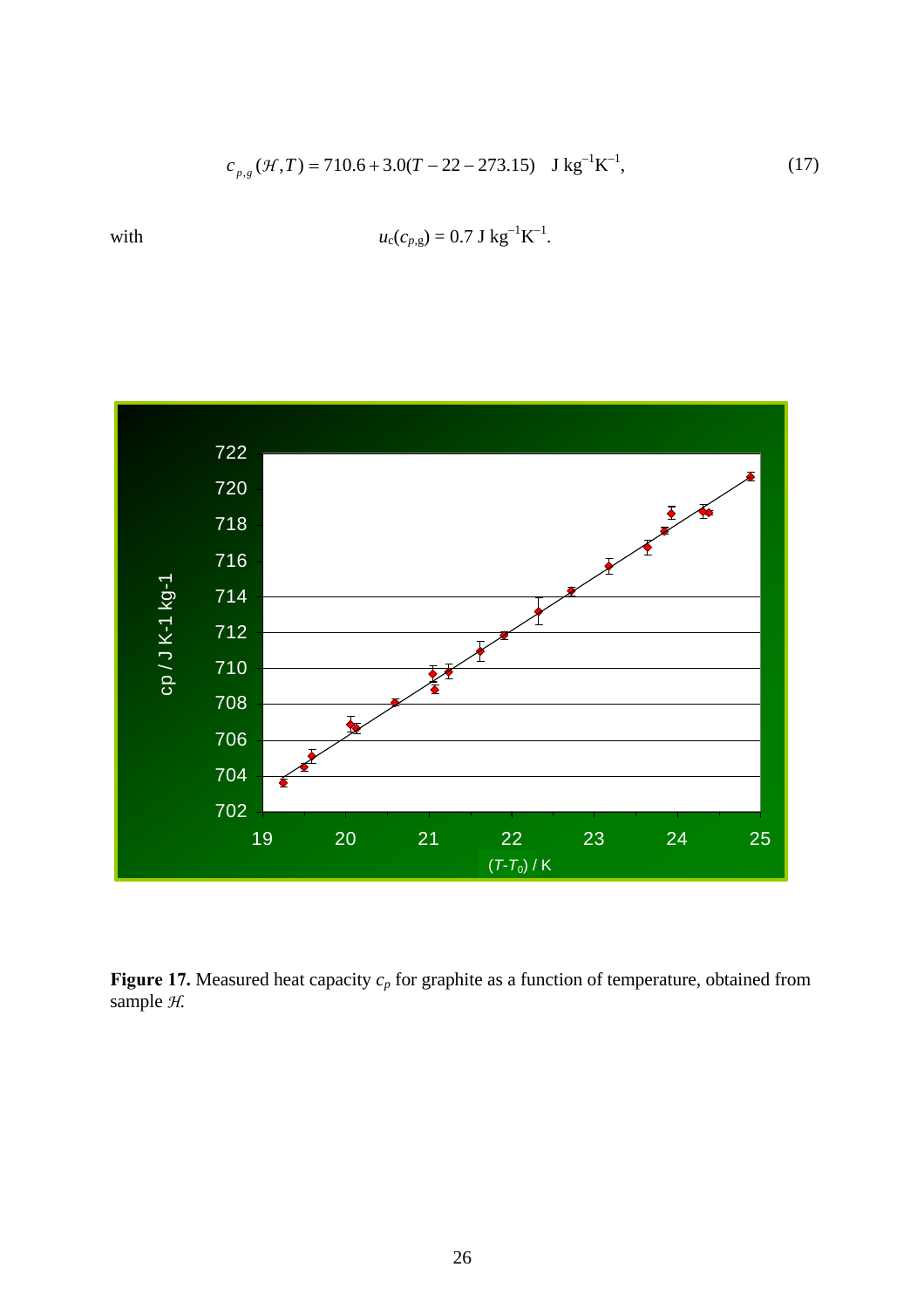$$c_{p,g}(\mathcal{H},T) = 710.6 + 3.0(T - 22 - 273.15) \quad \text{J kg}^{-1}\text{K}^{-1}, \tag{17}$$

with $$u_c(c_{p,g}) = 0.7 \text{ J kg}^{-1}\text{K}^{-1}.$$

**Figure 17.** Measured heat capacity $c_p$ for graphite as a function of temperature, obtained from sample $\mathcal{H}$.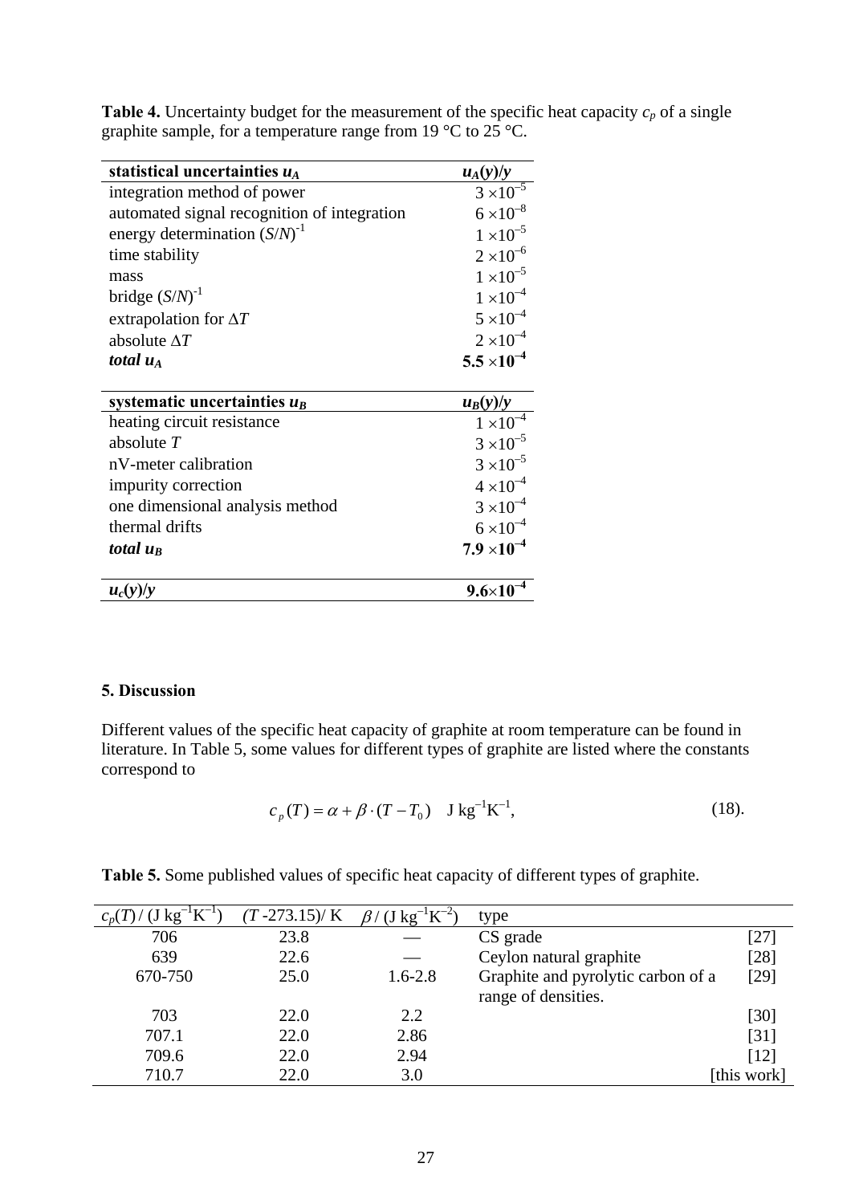**Table 4.** Uncertainty budget for the measurement of the specific heat capacity $c_p$ of a single graphite sample, for a temperature range from 19 °C to 25 °C.

| **statistical uncertainties $u_A$** | **$u_A(y)/y$** |
|---|---|
| integration method of power | $3 \times 10^{-5}$ |
| automated signal recognition of integration | $6 \times 10^{-8}$ |
| energy determination $(S/N)^{-1}$ | $1 \times 10^{-5}$ |
| time stability | $2 \times 10^{-6}$ |
| mass | $1 \times 10^{-5}$ |
| bridge $(S/N)^{-1}$ | $1 \times 10^{-4}$ |
| extrapolation for $\Delta T$ | $5 \times 10^{-4}$ |
| absolute $\Delta T$ | $2 \times 10^{-4}$ |
| ***total $u_A$*** | **$5.5 \times 10^{-4}$** |
| **systematic uncertainties $u_B$** | **$u_B(y)/y$** |
| heating circuit resistance | $1 \times 10^{-4}$ |
| absolute $T$ | $3 \times 10^{-5}$ |
| nV-meter calibration | $3 \times 10^{-5}$ |
| impurity correction | $4 \times 10^{-4}$ |
| one dimensional analysis method | $3 \times 10^{-4}$ |
| thermal drifts | $6 \times 10^{-4}$ |
| ***total $u_B$*** | **$7.9 \times 10^{-4}$** |
| ***$u_c(y)/y$*** | **$9.6 \times 10^{-4}$** |

## 5. Discussion

Different values of the specific heat capacity of graphite at room temperature can be found in literature. In Table 5, some values for different types of graphite are listed where the constants correspond to

$$c_p(T) = \alpha + \beta \cdot (T - T_0) \quad \text{J kg}^{-1}\text{K}^{-1}, \tag{18}$$

**Table 5.** Some published values of specific heat capacity of different types of graphite.

| $c_p(T)$ / (J kg$^{-1}$K$^{-1}$) | $(T$ -273.15)/ K | $\beta$ / (J kg$^{-1}$K$^{-2}$) | type | |
|---|---|---|---|---|
| 706 | 23.8 | — | CS grade | [27] |
| 639 | 22.6 | — | Ceylon natural graphite | [28] |
| 670-750 | 25.0 | 1.6-2.8 | Graphite and pyrolytic carbon of a range of densities. | [29] |
| 703 | 22.0 | 2.2 | | [30] |
| 707.1 | 22.0 | 2.86 | | [31] |
| 709.6 | 22.0 | 2.94 | | [12] |
| 710.7 | 22.0 | 3.0 | | [this work] |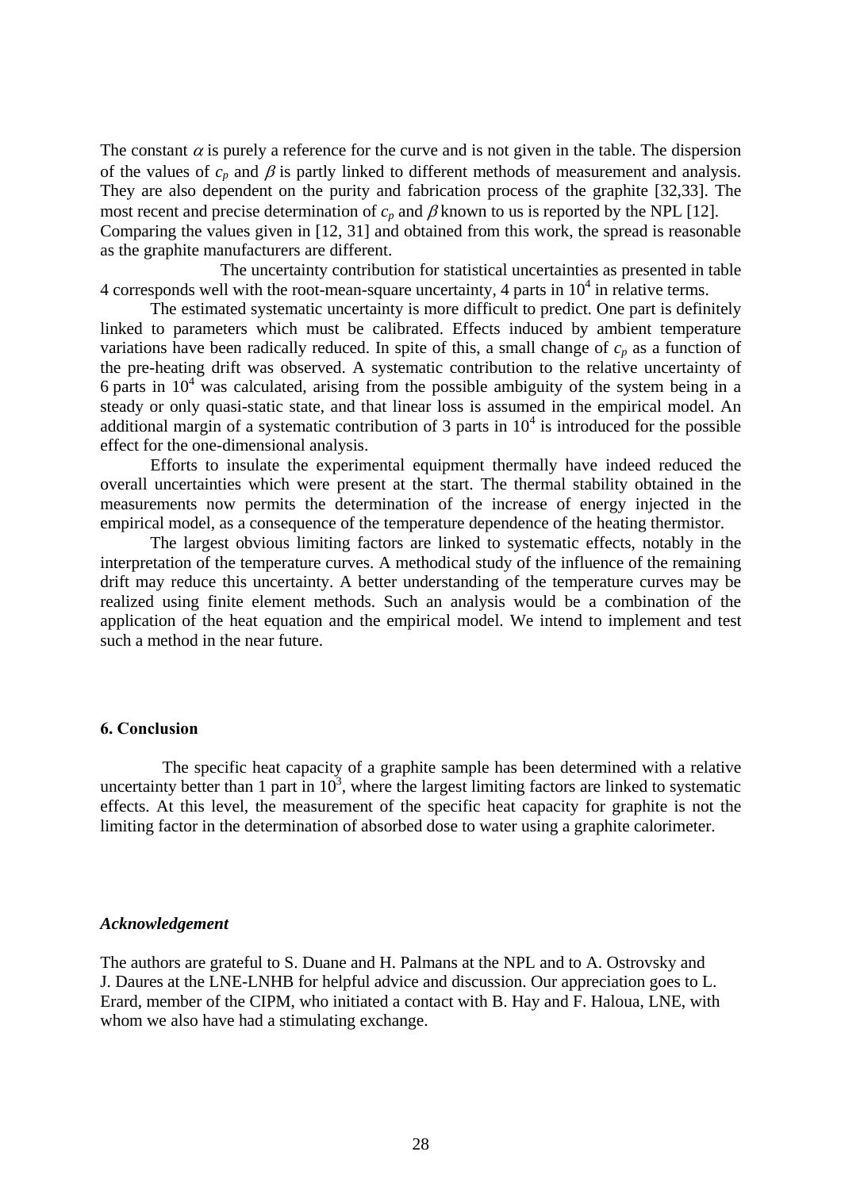The constant $\alpha$ is purely a reference for the curve and is not given in the table. The dispersion of the values of $c_p$ and $\beta$ is partly linked to different methods of measurement and analysis. They are also dependent on the purity and fabrication process of the graphite [32,33]. The most recent and precise determination of $c_p$ and $\beta$ known to us is reported by the NPL [12]. Comparing the values given in [12, 31] and obtained from this work, the spread is reasonable as the graphite manufacturers are different.

The uncertainty contribution for statistical uncertainties as presented in table 4 corresponds well with the root-mean-square uncertainty, 4 parts in $10^4$ in relative terms.

The estimated systematic uncertainty is more difficult to predict. One part is definitely linked to parameters which must be calibrated. Effects induced by ambient temperature variations have been radically reduced. In spite of this, a small change of $c_p$ as a function of the pre-heating drift was observed. A systematic contribution to the relative uncertainty of 6 parts in $10^4$ was calculated, arising from the possible ambiguity of the system being in a steady or only quasi-static state, and that linear loss is assumed in the empirical model. An additional margin of a systematic contribution of 3 parts in $10^4$ is introduced for the possible effect for the one-dimensional analysis.

Efforts to insulate the experimental equipment thermally have indeed reduced the overall uncertainties which were present at the start. The thermal stability obtained in the measurements now permits the determination of the increase of energy injected in the empirical model, as a consequence of the temperature dependence of the heating thermistor.

The largest obvious limiting factors are linked to systematic effects, notably in the interpretation of the temperature curves. A methodical study of the influence of the remaining drift may reduce this uncertainty. A better understanding of the temperature curves may be realized using finite element methods. Such an analysis would be a combination of the application of the heat equation and the empirical model. We intend to implement and test such a method in the near future.

## 6. Conclusion

The specific heat capacity of a graphite sample has been determined with a relative uncertainty better than 1 part in $10^3$, where the largest limiting factors are linked to systematic effects. At this level, the measurement of the specific heat capacity for graphite is not the limiting factor in the determination of absorbed dose to water using a graphite calorimeter.

### *Acknowledgement*

The authors are grateful to S. Duane and H. Palmans at the NPL and to A. Ostrovsky and J. Daures at the LNE-LNHB for helpful advice and discussion. Our appreciation goes to L. Erard, member of the CIPM, who initiated a contact with B. Hay and F. Haloua, LNE, with whom we also have had a stimulating exchange.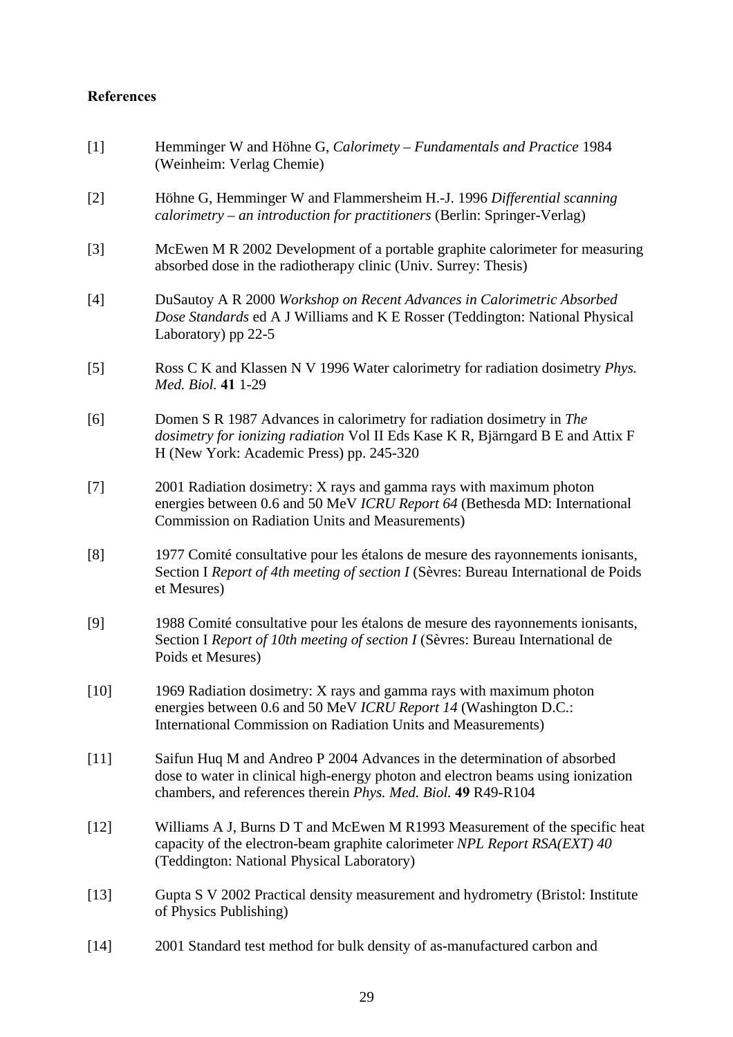**References**

[1] Hemminger W and Höhne G, *Calorimety – Fundamentals and Practice* 1984 (Weinheim: Verlag Chemie)

[2] Höhne G, Hemminger W and Flammersheim H.-J. 1996 *Differential scanning calorimetry – an introduction for practitioners* (Berlin: Springer-Verlag)

[3] McEwen M R 2002 Development of a portable graphite calorimeter for measuring absorbed dose in the radiotherapy clinic (Univ. Surrey: Thesis)

[4] DuSautoy A R 2000 *Workshop on Recent Advances in Calorimetric Absorbed Dose Standards* ed A J Williams and K E Rosser (Teddington: National Physical Laboratory) pp 22-5

[5] Ross C K and Klassen N V 1996 Water calorimetry for radiation dosimetry *Phys. Med. Biol.* **41** 1-29

[6] Domen S R 1987 Advances in calorimetry for radiation dosimetry in *The dosimetry for ionizing radiation* Vol II Eds Kase K R, Bjärngard B E and Attix F H (New York: Academic Press) pp. 245-320

[7] 2001 Radiation dosimetry: X rays and gamma rays with maximum photon energies between 0.6 and 50 MeV *ICRU Report 64* (Bethesda MD: International Commission on Radiation Units and Measurements)

[8] 1977 Comité consultative pour les étalons de mesure des rayonnements ionisants, Section I *Report of 4th meeting of section I* (Sèvres: Bureau International de Poids et Mesures)

[9] 1988 Comité consultative pour les étalons de mesure des rayonnements ionisants, Section I *Report of 10th meeting of section I* (Sèvres: Bureau International de Poids et Mesures)

[10] 1969 Radiation dosimetry: X rays and gamma rays with maximum photon energies between 0.6 and 50 MeV *ICRU Report 14* (Washington D.C.: International Commission on Radiation Units and Measurements)

[11] Saifun Huq M and Andreo P 2004 Advances in the determination of absorbed dose to water in clinical high-energy photon and electron beams using ionization chambers, and references therein *Phys. Med. Biol.* **49** R49-R104

[12] Williams A J, Burns D T and McEwen M R1993 Measurement of the specific heat capacity of the electron-beam graphite calorimeter *NPL Report RSA(EXT) 40* (Teddington: National Physical Laboratory)

[13] Gupta S V 2002 Practical density measurement and hydrometry (Bristol: Institute of Physics Publishing)

[14] 2001 Standard test method for bulk density of as-manufactured carbon and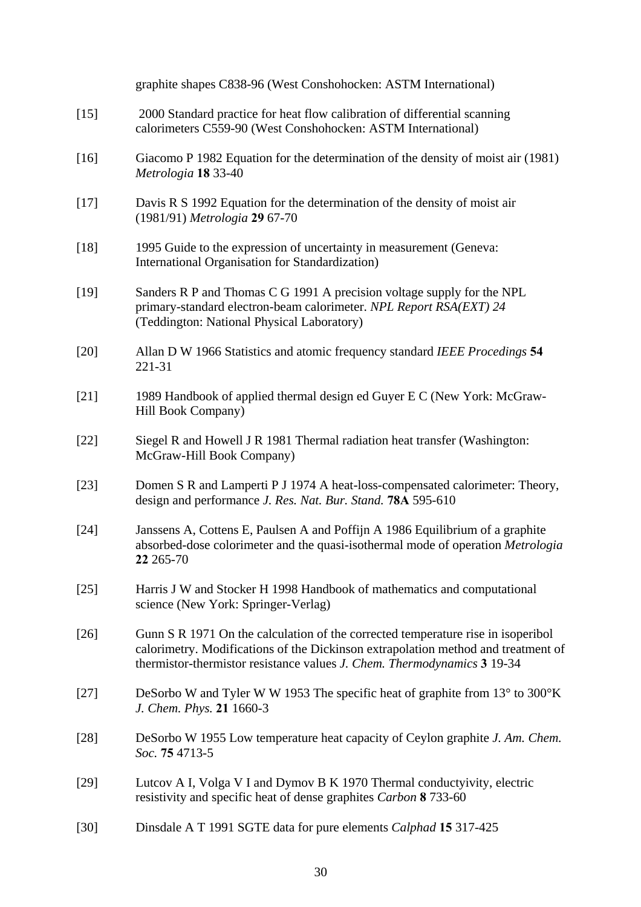graphite shapes C838-96 (West Conshohocken: ASTM International)

[15] 2000 Standard practice for heat flow calibration of differential scanning calorimeters C559-90 (West Conshohocken: ASTM International)

[16] Giacomo P 1982 Equation for the determination of the density of moist air (1981) *Metrologia* **18** 33-40

[17] Davis R S 1992 Equation for the determination of the density of moist air (1981/91) *Metrologia* **29** 67-70

[18] 1995 Guide to the expression of uncertainty in measurement (Geneva: International Organisation for Standardization)

[19] Sanders R P and Thomas C G 1991 A precision voltage supply for the NPL primary-standard electron-beam calorimeter. *NPL Report RSA(EXT) 24* (Teddington: National Physical Laboratory)

[20] Allan D W 1966 Statistics and atomic frequency standard *IEEE Procedings* **54** 221-31

[21] 1989 Handbook of applied thermal design ed Guyer E C (New York: McGraw-Hill Book Company)

[22] Siegel R and Howell J R 1981 Thermal radiation heat transfer (Washington: McGraw-Hill Book Company)

[23] Domen S R and Lamperti P J 1974 A heat-loss-compensated calorimeter: Theory, design and performance *J. Res. Nat. Bur. Stand.* **78A** 595-610

[24] Janssens A, Cottens E, Paulsen A and Poffijn A 1986 Equilibrium of a graphite absorbed-dose colorimeter and the quasi-isothermal mode of operation *Metrologia* **22** 265-70

[25] Harris J W and Stocker H 1998 Handbook of mathematics and computational science (New York: Springer-Verlag)

[26] Gunn S R 1971 On the calculation of the corrected temperature rise in isoperibol calorimetry. Modifications of the Dickinson extrapolation method and treatment of thermistor-thermistor resistance values *J. Chem. Thermodynamics* **3** 19-34

[27] DeSorbo W and Tyler W W 1953 The specific heat of graphite from 13° to 300°K *J. Chem. Phys.* **21** 1660-3

[28] DeSorbo W 1955 Low temperature heat capacity of Ceylon graphite *J. Am. Chem. Soc.* **75** 4713-5

[29] Lutcov A I, Volga V I and Dymov B K 1970 Thermal conductyivity, electric resistivity and specific heat of dense graphites *Carbon* **8** 733-60

[30] Dinsdale A T 1991 SGTE data for pure elements *Calphad* **15** 317-425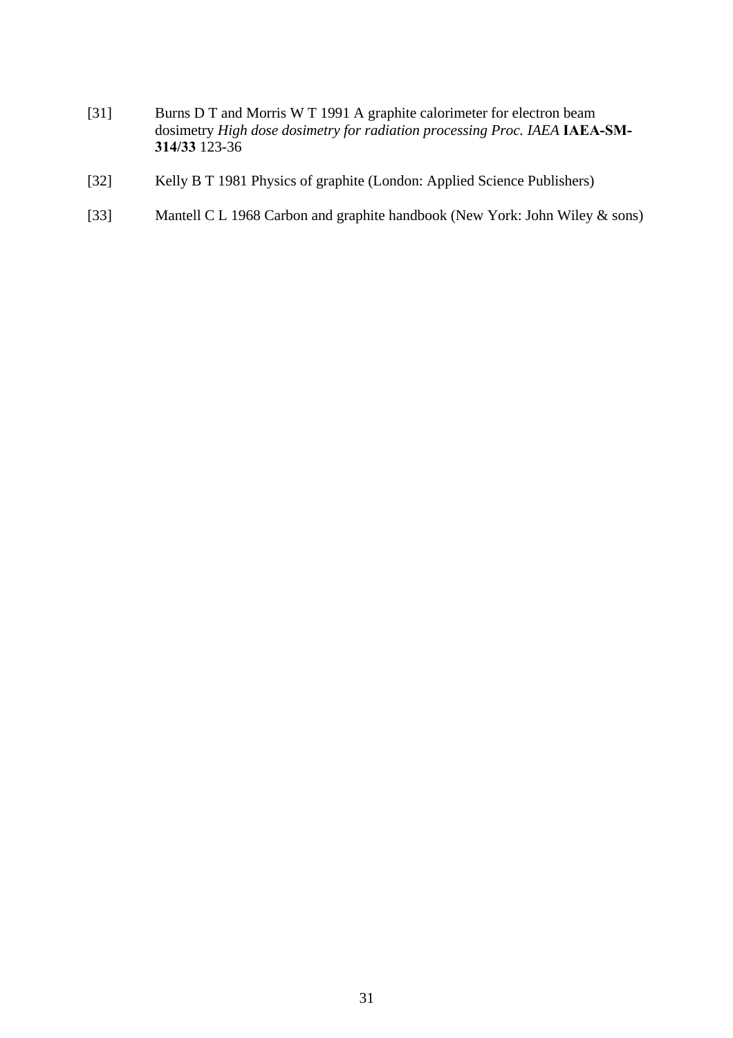[31] Burns D T and Morris W T 1991 A graphite calorimeter for electron beam dosimetry *High dose dosimetry for radiation processing Proc. IAEA* **IAEA-SM-314/33** 123-36

[32] Kelly B T 1981 Physics of graphite (London: Applied Science Publishers)

[33] Mantell C L 1968 Carbon and graphite handbook (New York: John Wiley & sons)